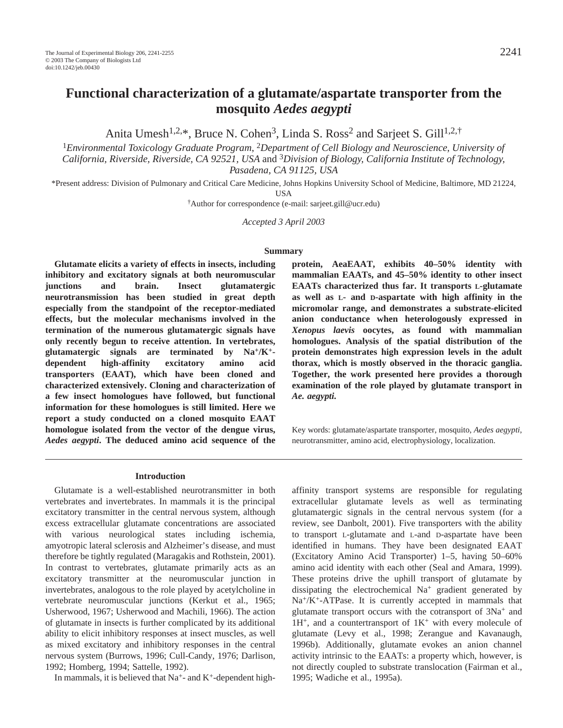# Functional characterization of a glutamate/aspartate transporter from the mosquito *Aedes aegypti*

Anita Umesh[1,2,*], Bruce N. Cohen[3], Linda S. Ross[2] and Sarjeet S. Gill[1,2,†]

[1]*Environmental Toxicology Graduate Program*, [2]*Department of Cell Biology and Neuroscience, University of California, Riverside, Riverside, CA 92521, USA* and [3]*Division of Biology, California Institute of Technology, Pasadena, CA 91125, USA*

*Present address: Division of Pulmonary and Critical Care Medicine, Johns Hopkins University School of Medicine, Baltimore, MD 21224, USA

†Author for correspondence (e-mail: sarjeet.gill@ucr.edu)

*Accepted 3 April 2003*

## Summary

**Glutamate elicits a variety of effects in insects, including inhibitory and excitatory signals at both neuromuscular junctions and brain. Insect glutamatergic neurotransmission has been studied in great depth especially from the standpoint of the receptor-mediated effects, but the molecular mechanisms involved in the termination of the numerous glutamatergic signals have only recently begun to receive attention. In vertebrates, glutamatergic signals are terminated by $Na^+$/$K^+$-dependent high-affinity excitatory amino acid transporters (EAAT), which have been cloned and characterized extensively. Cloning and characterization of a few insect homologues have followed, but functional information for these homologues is still limited. Here we report a study conducted on a cloned mosquito EAAT homologue isolated from the vector of the dengue virus, *Aedes aegypti*. The deduced amino acid sequence of the protein, AeaEAAT, exhibits 40–50% identity with mammalian EAATs, and 45–50% identity to other insect EAATs characterized thus far. It transports L-glutamate as well as L- and D-aspartate with high affinity in the micromolar range, and demonstrates a substrate-elicited anion conductance when heterologously expressed in *Xenopus laevis* oocytes, as found with mammalian homologues. Analysis of the spatial distribution of the protein demonstrates high expression levels in the adult thorax, which is mostly observed in the thoracic ganglia. Together, the work presented here provides a thorough examination of the role played by glutamate transport in *Ae. aegypti*.**

Key words: glutamate/aspartate transporter, mosquito, *Aedes aegypti*, neurotransmitter, amino acid, electrophysiology, localization.

## Introduction

Glutamate is a well-established neurotransmitter in both vertebrates and invertebrates. In mammals it is the principal excitatory transmitter in the central nervous system, although excess extracellular glutamate concentrations are associated with various neurological states including ischemia, amyotropic lateral sclerosis and Alzheimer's disease, and must therefore be tightly regulated (Maragakis and Rothstein, 2001). In contrast to vertebrates, glutamate primarily acts as an excitatory transmitter at the neuromuscular junction in invertebrates, analogous to the role played by acetylcholine in vertebrate neuromuscular junctions (Kerkut et al., 1965; Usherwood, 1967; Usherwood and Machili, 1966). The action of glutamate in insects is further complicated by its additional ability to elicit inhibitory responses at insect muscles, as well as mixed excitatory and inhibitory responses in the central nervous system (Burrows, 1996; Cull-Candy, 1976; Darlison, 1992; Homberg, 1994; Sattelle, 1992).

In mammals, it is believed that $Na^+$- and $K^+$-dependent high-affinity transport systems are responsible for regulating extracellular glutamate levels as well as terminating glutamatergic signals in the central nervous system (for a review, see Danbolt, 2001). Five transporters with the ability to transport L-glutamate and L-and D-aspartate have been identified in humans. They have been designated EAAT (Excitatory Amino Acid Transporter) 1–5, having 50–60% amino acid identity with each other (Seal and Amara, 1999). These proteins drive the uphill transport of glutamate by dissipating the electrochemical $Na^+$ gradient generated by $Na^+$/$K^+$-ATPase. It is currently accepted in mammals that glutamate transport occurs with the cotransport of $3Na^+$ and $1H^+$, and a countertransport of $1K^+$ with every molecule of glutamate (Levy et al., 1998; Zerangue and Kavanaugh, 1996b). Additionally, glutamate evokes an anion channel activity intrinsic to the EAATs: a property which, however, is not directly coupled to substrate translocation (Fairman et al., 1995; Wadiche et al., 1995a).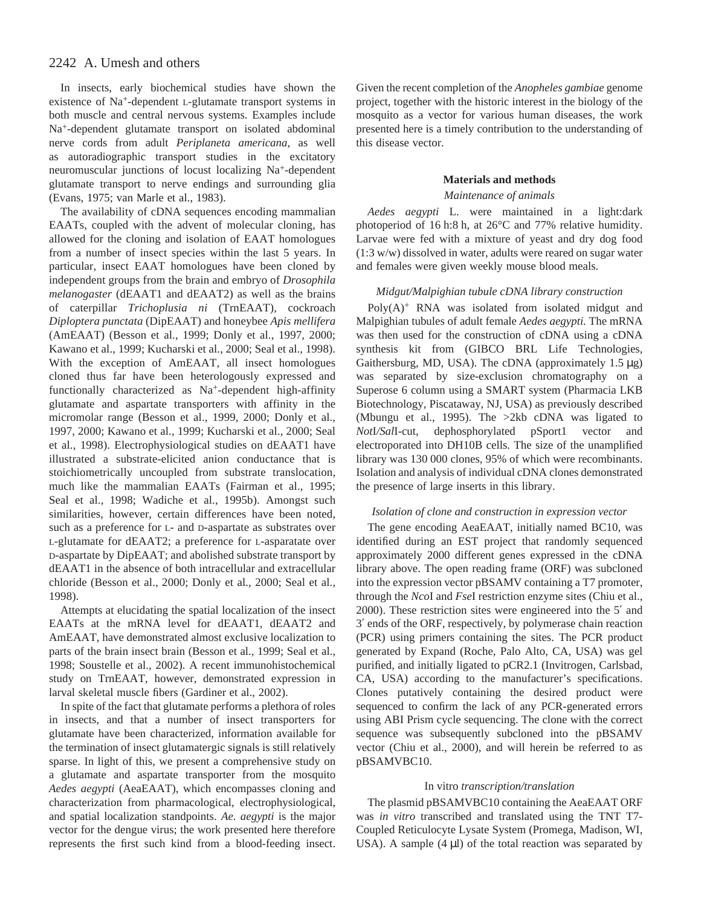In insects, early biochemical studies have shown the existence of $Na^+$-dependent L-glutamate transport systems in both muscle and central nervous systems. Examples include $Na^+$-dependent glutamate transport on isolated abdominal nerve cords from adult *Periplaneta americana,* as well as autoradiographic transport studies in the excitatory neuromuscular junctions of locust localizing $Na^+$-dependent glutamate transport to nerve endings and surrounding glia (Evans, 1975; van Marle et al., 1983).

The availability of cDNA sequences encoding mammalian EAATs, coupled with the advent of molecular cloning, has allowed for the cloning and isolation of EAAT homologues from a number of insect species within the last 5 years. In particular, insect EAAT homologues have been cloned by independent groups from the brain and embryo of *Drosophila melanogaster* (dEAAT1 and dEAAT2) as well as the brains of caterpillar *Trichoplusia ni* (TrnEAAT), cockroach *Diploptera punctata* (DipEAAT) and honeybee *Apis mellifera* (AmEAAT) (Besson et al., 1999; Donly et al., 1997, 2000; Kawano et al., 1999; Kucharski et al., 2000; Seal et al., 1998). With the exception of AmEAAT, all insect homologues cloned thus far have been heterologously expressed and functionally characterized as $Na^+$-dependent high-affinity glutamate and aspartate transporters with affinity in the micromolar range (Besson et al., 1999, 2000; Donly et al., 1997, 2000; Kawano et al., 1999; Kucharski et al., 2000; Seal et al., 1998). Electrophysiological studies on dEAAT1 have illustrated a substrate-elicited anion conductance that is stoichiometrically uncoupled from substrate translocation, much like the mammalian EAATs (Fairman et al., 1995; Seal et al., 1998; Wadiche et al., 1995b). Amongst such similarities, however, certain differences have been noted, such as a preference for L- and D-aspartate as substrates over L-glutamate for dEAAT2; a preference for L-asparatate over D-aspartate by DipEAAT; and abolished substrate transport by dEAAT1 in the absence of both intracellular and extracellular chloride (Besson et al., 2000; Donly et al., 2000; Seal et al., 1998).

Attempts at elucidating the spatial localization of the insect EAATs at the mRNA level for dEAAT1, dEAAT2 and AmEAAT, have demonstrated almost exclusive localization to parts of the brain insect brain (Besson et al., 1999; Seal et al., 1998; Soustelle et al., 2002). A recent immunohistochemical study on TrnEAAT, however, demonstrated expression in larval skeletal muscle fibers (Gardiner et al., 2002).

In spite of the fact that glutamate performs a plethora of roles in insects, and that a number of insect transporters for glutamate have been characterized, information available for the termination of insect glutamatergic signals is still relatively sparse. In light of this, we present a comprehensive study on a glutamate and aspartate transporter from the mosquito *Aedes aegypti* (AeaEAAT), which encompasses cloning and characterization from pharmacological, electrophysiological, and spatial localization standpoints. *Ae. aegypti* is the major vector for the dengue virus; the work presented here therefore represents the first such kind from a blood-feeding insect. Given the recent completion of the *Anopheles gambiae* genome project, together with the historic interest in the biology of the mosquito as a vector for various human diseases, the work presented here is a timely contribution to the understanding of this disease vector.

## Materials and methods

### *Maintenance of animals*

*Aedes aegypti* L. were maintained in a light:dark photoperiod of 16 h:8 h, at 26°C and 77% relative humidity. Larvae were fed with a mixture of yeast and dry dog food (1:3 w/w) dissolved in water, adults were reared on sugar water and females were given weekly mouse blood meals.

### *Midgut/Malpighian tubule cDNA library construction*

Poly(A)$^+$ RNA was isolated from isolated midgut and Malpighian tubules of adult female *Aedes aegypti.* The mRNA was then used for the construction of cDNA using a cDNA synthesis kit from (GIBCO BRL Life Technologies, Gaithersburg, MD, USA). The cDNA (approximately 1.5 μg) was separated by size-exclusion chromatography on a Superose 6 column using a SMART system (Pharmacia LKB Biotechnology, Piscataway, NJ, USA) as previously described (Mbungu et al., 1995). The >2kb cDNA was ligated to *Not*I/*Sal*I-cut, dephosphorylated pSport1 vector and electroporated into DH10B cells. The size of the unamplified library was 130 000 clones, 95% of which were recombinants. Isolation and analysis of individual cDNA clones demonstrated the presence of large inserts in this library.

### *Isolation of clone and construction in expression vector*

The gene encoding AeaEAAT, initially named BC10, was identified during an EST project that randomly sequenced approximately 2000 different genes expressed in the cDNA library above. The open reading frame (ORF) was subcloned into the expression vector pBSAMV containing a T7 promoter, through the *Nco*I and *Fse*I restriction enzyme sites (Chiu et al., 2000). These restriction sites were engineered into the 5′ and 3′ ends of the ORF, respectively, by polymerase chain reaction (PCR) using primers containing the sites. The PCR product generated by Expand (Roche, Palo Alto, CA, USA) was gel purified, and initially ligated to pCR2.1 (Invitrogen, Carlsbad, CA, USA) according to the manufacturer's specifications. Clones putatively containing the desired product were sequenced to confirm the lack of any PCR-generated errors using ABI Prism cycle sequencing. The clone with the correct sequence was subsequently subcloned into the pBSAMV vector (Chiu et al., 2000), and will herein be referred to as pBSAMVBC10.

### In vitro *transcription/translation*

The plasmid pBSAMVBC10 containing the AeaEAAT ORF was *in vitro* transcribed and translated using the TNT T7-Coupled Reticulocyte Lysate System (Promega, Madison, WI, USA). A sample (4 μl) of the total reaction was separated by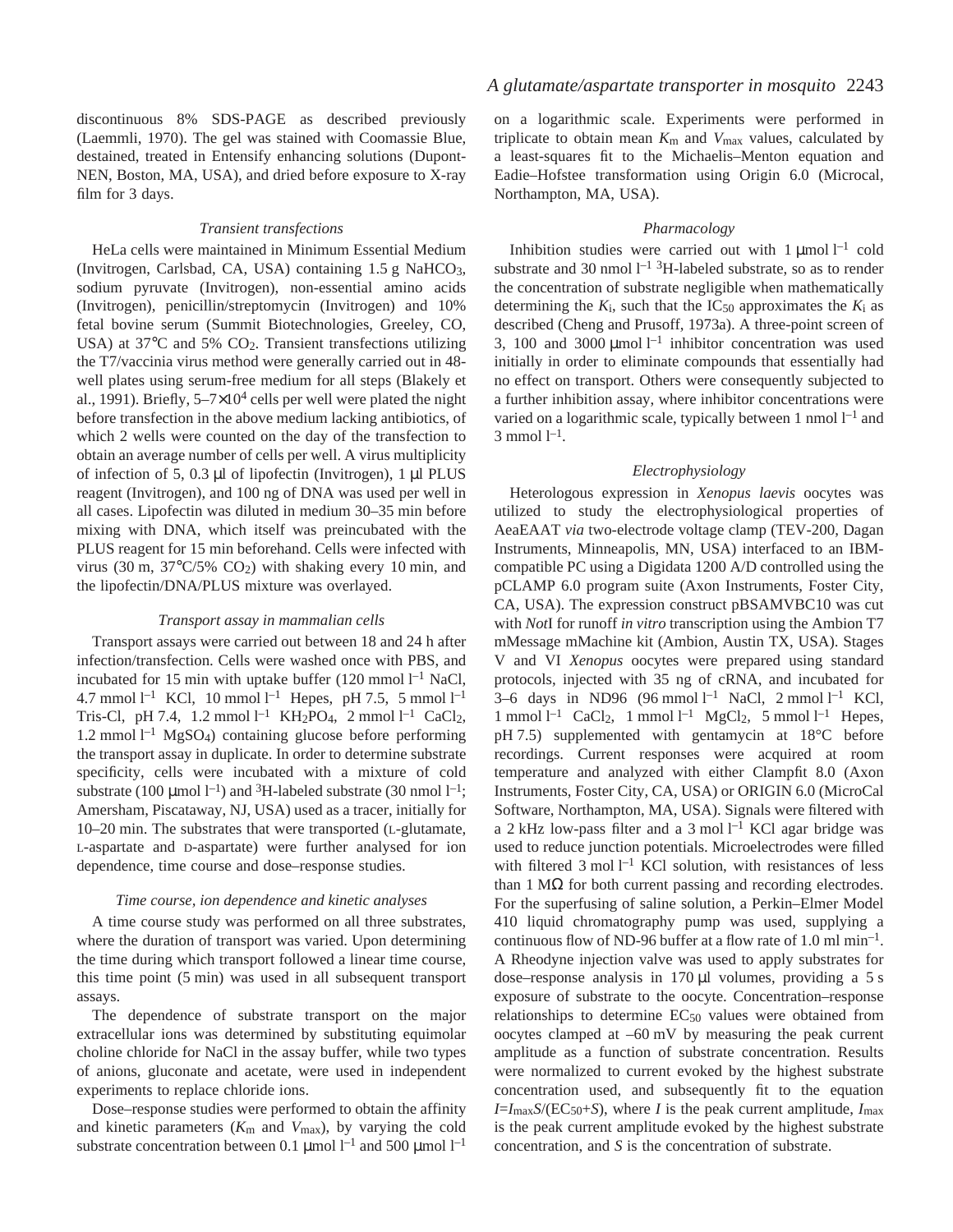discontinuous 8% SDS-PAGE as described previously (Laemmli, 1970). The gel was stained with Coomassie Blue, destained, treated in Entensify enhancing solutions (Dupont-NEN, Boston, MA, USA), and dried before exposure to X-ray film for 3 days.

### *Transient transfections*

HeLa cells were maintained in Minimum Essential Medium (Invitrogen, Carlsbad, CA, USA) containing 1.5 g $NaHCO_3$, sodium pyruvate (Invitrogen), non-essential amino acids (Invitrogen), penicillin/streptomycin (Invitrogen) and 10% fetal bovine serum (Summit Biotechnologies, Greeley, CO, USA) at 37°C and 5% $CO_2$. Transient transfections utilizing the T7/vaccinia virus method were generally carried out in 48-well plates using serum-free medium for all steps (Blakely et al., 1991). Briefly, $5–7\times10^4$ cells per well were plated the night before transfection in the above medium lacking antibiotics, of which 2 wells were counted on the day of the transfection to obtain an average number of cells per well. A virus multiplicity of infection of 5, 0.3 µl of lipofectin (Invitrogen), 1 µl PLUS reagent (Invitrogen), and 100 ng of DNA was used per well in all cases. Lipofectin was diluted in medium 30–35 min before mixing with DNA, which itself was preincubated with the PLUS reagent for 15 min beforehand. Cells were infected with virus (30 m, 37°C/5% $CO_2$) with shaking every 10 min, and the lipofectin/DNA/PLUS mixture was overlayed.

### *Transport assay in mammalian cells*

Transport assays were carried out between 18 and 24 h after infection/transfection. Cells were washed once with PBS, and incubated for 15 min with uptake buffer (120 mmol $l^{-1}$ NaCl, 4.7 mmol $l^{-1}$ KCl, 10 mmol $l^{-1}$ Hepes, pH 7.5, 5 mmol $l^{-1}$ Tris-Cl, pH 7.4, 1.2 mmol $l^{-1}$ $KH_2PO_4$, 2 mmol $l^{-1}$ $CaCl_2$, 1.2 mmol $l^{-1}$ $MgSO_4$) containing glucose before performing the transport assay in duplicate. In order to determine substrate specificity, cells were incubated with a mixture of cold substrate (100 µmol $l^{-1}$) and $^3$H-labeled substrate (30 nmol $l^{-1}$; Amersham, Piscataway, NJ, USA) used as a tracer, initially for 10–20 min. The substrates that were transported (L-glutamate, L-aspartate and D-aspartate) were further analysed for ion dependence, time course and dose–response studies.

### *Time course, ion dependence and kinetic analyses*

A time course study was performed on all three substrates, where the duration of transport was varied. Upon determining the time during which transport followed a linear time course, this time point (5 min) was used in all subsequent transport assays.

The dependence of substrate transport on the major extracellular ions was determined by substituting equimolar choline chloride for NaCl in the assay buffer, while two types of anions, gluconate and acetate, were used in independent experiments to replace chloride ions.

Dose–response studies were performed to obtain the affinity and kinetic parameters ($K_m$ and $V_{max}$), by varying the cold substrate concentration between 0.1 µmol $l^{-1}$ and 500 µmol $l^{-1}$ on a logarithmic scale. Experiments were performed in triplicate to obtain mean $K_m$ and $V_{max}$ values, calculated by a least-squares fit to the Michaelis–Menton equation and Eadie–Hofstee transformation using Origin 6.0 (Microcal, Northampton, MA, USA).

### *Pharmacology*

Inhibition studies were carried out with 1 µmol $l^{-1}$ cold substrate and 30 nmol $l^{-1}$ $^3$H-labeled substrate, so as to render the concentration of substrate negligible when mathematically determining the $K_i$, such that the $IC_{50}$ approximates the $K_i$ as described (Cheng and Prusoff, 1973a). A three-point screen of 3, 100 and 3000 µmol $l^{-1}$ inhibitor concentration was used initially in order to eliminate compounds that essentially had no effect on transport. Others were consequently subjected to a further inhibition assay, where inhibitor concentrations were varied on a logarithmic scale, typically between 1 nmol $l^{-1}$ and 3 mmol $l^{-1}$.

### *Electrophysiology*

Heterologous expression in *Xenopus laevis* oocytes was utilized to study the electrophysiological properties of AeaEAAT *via* two-electrode voltage clamp (TEV-200, Dagan Instruments, Minneapolis, MN, USA) interfaced to an IBM-compatible PC using a Digidata 1200 A/D controlled using the pCLAMP 6.0 program suite (Axon Instruments, Foster City, CA, USA). The expression construct pBSAMVBC10 was cut with *Not*I for runoff *in vitro* transcription using the Ambion T7 mMessage mMachine kit (Ambion, Austin TX, USA). Stages V and VI *Xenopus* oocytes were prepared using standard protocols, injected with 35 ng of cRNA, and incubated for 3–6 days in ND96 (96 mmol $l^{-1}$ NaCl, 2 mmol $l^{-1}$ KCl, 1 mmol $l^{-1}$ $CaCl_2$, 1 mmol $l^{-1}$ $MgCl_2$, 5 mmol $l^{-1}$ Hepes, pH 7.5) supplemented with gentamycin at 18°C before recordings. Current responses were acquired at room temperature and analyzed with either Clampfit 8.0 (Axon Instruments, Foster City, CA, USA) or ORIGIN 6.0 (MicroCal Software, Northampton, MA, USA). Signals were filtered with a 2 kHz low-pass filter and a 3 mol $l^{-1}$ KCl agar bridge was used to reduce junction potentials. Microelectrodes were filled with filtered 3 mol $l^{-1}$ KCl solution, with resistances of less than 1 MΩ for both current passing and recording electrodes. For the superfusing of saline solution, a Perkin–Elmer Model 410 liquid chromatography pump was used, supplying a continuous flow of ND-96 buffer at a flow rate of 1.0 ml $min^{-1}$. A Rheodyne injection valve was used to apply substrates for dose–response analysis in 170 µl volumes, providing a 5 s exposure of substrate to the oocyte. Concentration–response relationships to determine $EC_{50}$ values were obtained from oocytes clamped at –60 mV by measuring the peak current amplitude as a function of substrate concentration. Results were normalized to current evoked by the highest substrate concentration used, and subsequently fit to the equation $I=I_{max}S/(EC_{50}+S)$, where $I$ is the peak current amplitude, $I_{max}$ is the peak current amplitude evoked by the highest substrate concentration, and $S$ is the concentration of substrate.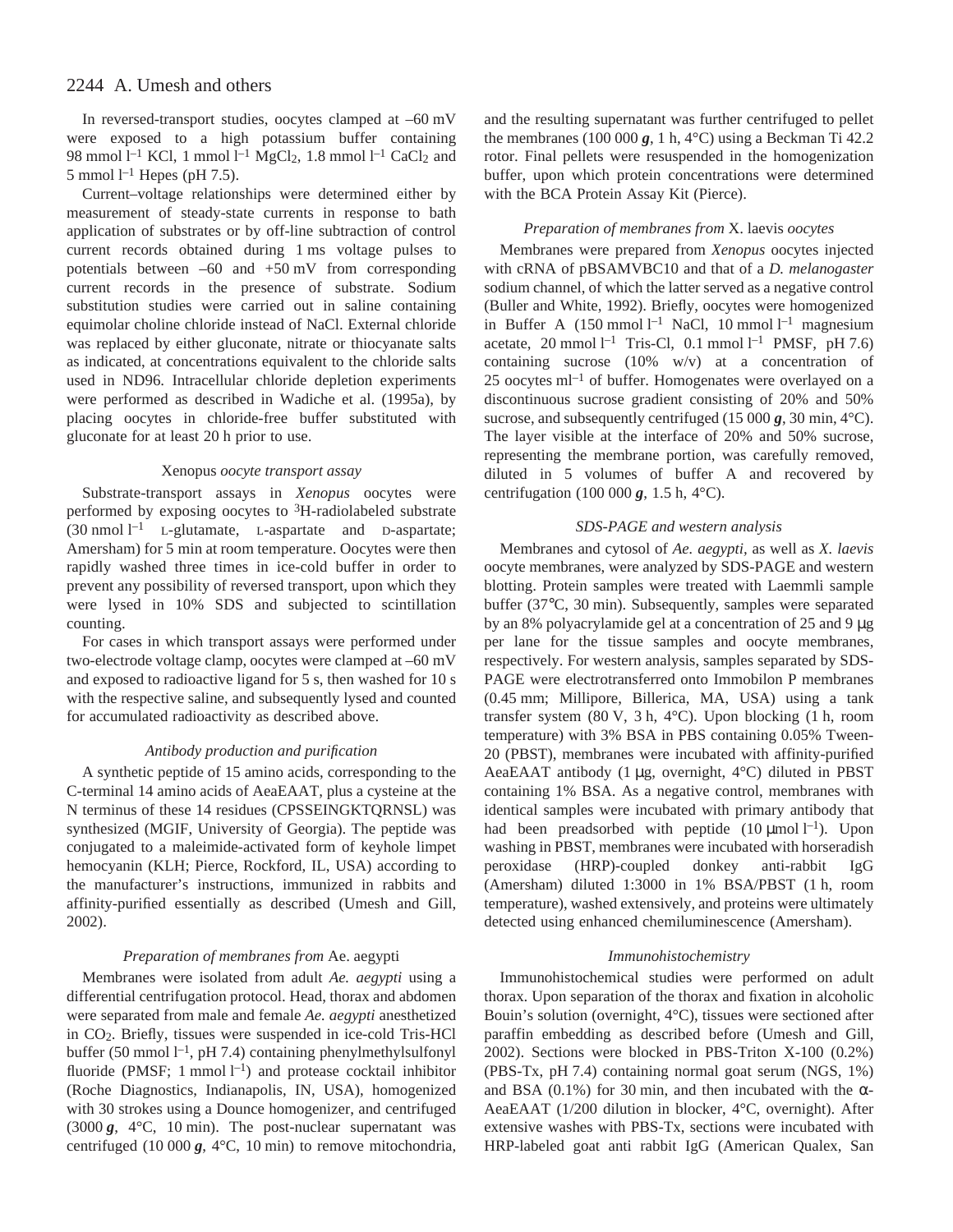In reversed-transport studies, oocytes clamped at –60 mV were exposed to a high potassium buffer containing 98 mmol $l^{-1}$ KCl, 1 mmol $l^{-1}$ $MgCl_2$, 1.8 mmol $l^{-1}$ $CaCl_2$ and 5 mmol $l^{-1}$ Hepes (pH 7.5).

Current–voltage relationships were determined either by measurement of steady-state currents in response to bath application of substrates or by off-line subtraction of control current records obtained during 1 ms voltage pulses to potentials between –60 and +50 mV from corresponding current records in the presence of substrate. Sodium substitution studies were carried out in saline containing equimolar choline chloride instead of NaCl. External chloride was replaced by either gluconate, nitrate or thiocyanate salts as indicated, at concentrations equivalent to the chloride salts used in ND96. Intracellular chloride depletion experiments were performed as described in Wadiche et al. (1995a), by placing oocytes in chloride-free buffer substituted with gluconate for at least 20 h prior to use.

### *Xenopus* oocyte transport assay

Substrate-transport assays in *Xenopus* oocytes were performed by exposing oocytes to $^{3}$H-radiolabeled substrate (30 nmol $l^{-1}$ L-glutamate, L-aspartate and D-aspartate; Amersham) for 5 min at room temperature. Oocytes were then rapidly washed three times in ice-cold buffer in order to prevent any possibility of reversed transport, upon which they were lysed in 10% SDS and subjected to scintillation counting.

For cases in which transport assays were performed under two-electrode voltage clamp, oocytes were clamped at –60 mV and exposed to radioactive ligand for 5 s, then washed for 10 s with the respective saline, and subsequently lysed and counted for accumulated radioactivity as described above.

### *Antibody production and purification*

A synthetic peptide of 15 amino acids, corresponding to the C-terminal 14 amino acids of AeaEAAT, plus a cysteine at the N terminus of these 14 residues (CPSSEINGKTQRNSL) was synthesized (MGIF, University of Georgia). The peptide was conjugated to a maleimide-activated form of keyhole limpet hemocyanin (KLH; Pierce, Rockford, IL, USA) according to the manufacturer's instructions, immunized in rabbits and affinity-purified essentially as described (Umesh and Gill, 2002).

### *Preparation of membranes from* Ae. aegypti

Membranes were isolated from adult *Ae. aegypti* using a differential centrifugation protocol. Head, thorax and abdomen were separated from male and female *Ae. aegypti* anesthetized in $CO_2$. Briefly, tissues were suspended in ice-cold Tris-HCl buffer (50 mmol $l^{-1}$, pH 7.4) containing phenylmethylsulfonyl fluoride (PMSF; 1 mmol $l^{-1}$) and protease cocktail inhibitor (Roche Diagnostics, Indianapolis, IN, USA), homogenized with 30 strokes using a Dounce homogenizer, and centrifuged (3000 ***g***, 4°C, 10 min). The post-nuclear supernatant was centrifuged (10 000 ***g***, 4°C, 10 min) to remove mitochondria, and the resulting supernatant was further centrifuged to pellet the membranes (100 000 ***g***, 1 h, 4°C) using a Beckman Ti 42.2 rotor. Final pellets were resuspended in the homogenization buffer, upon which protein concentrations were determined with the BCA Protein Assay Kit (Pierce).

### *Preparation of membranes from* X. laevis *oocytes*

Membranes were prepared from *Xenopus* oocytes injected with cRNA of pBSAMVBC10 and that of a *D. melanogaster* sodium channel, of which the latter served as a negative control (Buller and White, 1992). Briefly, oocytes were homogenized in Buffer A (150 mmol $l^{-1}$ NaCl, 10 mmol $l^{-1}$ magnesium acetate, 20 mmol $l^{-1}$ Tris-Cl, 0.1 mmol $l^{-1}$ PMSF, pH 7.6) containing sucrose (10% w/v) at a concentration of 25 oocytes $ml^{-1}$ of buffer. Homogenates were overlayed on a discontinuous sucrose gradient consisting of 20% and 50% sucrose, and subsequently centrifuged (15 000 ***g***, 30 min, 4°C). The layer visible at the interface of 20% and 50% sucrose, representing the membrane portion, was carefully removed, diluted in 5 volumes of buffer A and recovered by centrifugation (100 000 ***g***, 1.5 h, 4°C).

### *SDS-PAGE and western analysis*

Membranes and cytosol of *Ae. aegypti*, as well as *X. laevis* oocyte membranes, were analyzed by SDS-PAGE and western blotting. Protein samples were treated with Laemmli sample buffer (37°C, 30 min). Subsequently, samples were separated by an 8% polyacrylamide gel at a concentration of 25 and 9 μg per lane for the tissue samples and oocyte membranes, respectively. For western analysis, samples separated by SDS-PAGE were electrotransferred onto Immobilon P membranes (0.45 mm; Millipore, Billerica, MA, USA) using a tank transfer system (80 V, 3 h, 4°C). Upon blocking (1 h, room temperature) with 3% BSA in PBS containing 0.05% Tween-20 (PBST), membranes were incubated with affinity-purified AeaEAAT antibody (1 μg, overnight, 4°C) diluted in PBST containing 1% BSA. As a negative control, membranes with identical samples were incubated with primary antibody that had been preadsorbed with peptide (10 μmol $l^{-1}$). Upon washing in PBST, membranes were incubated with horseradish peroxidase (HRP)-coupled donkey anti-rabbit IgG (Amersham) diluted 1:3000 in 1% BSA/PBST (1 h, room temperature), washed extensively, and proteins were ultimately detected using enhanced chemiluminescence (Amersham).

### *Immunohistochemistry*

Immunohistochemical studies were performed on adult thorax. Upon separation of the thorax and fixation in alcoholic Bouin's solution (overnight, 4°C), tissues were sectioned after paraffin embedding as described before (Umesh and Gill, 2002). Sections were blocked in PBS-Triton X-100 (0.2%) (PBS-Tx, pH 7.4) containing normal goat serum (NGS, 1%) and BSA (0.1%) for 30 min, and then incubated with the α-AeaEAAT (1/200 dilution in blocker, 4°C, overnight). After extensive washes with PBS-Tx, sections were incubated with HRP-labeled goat anti rabbit IgG (American Qualex, San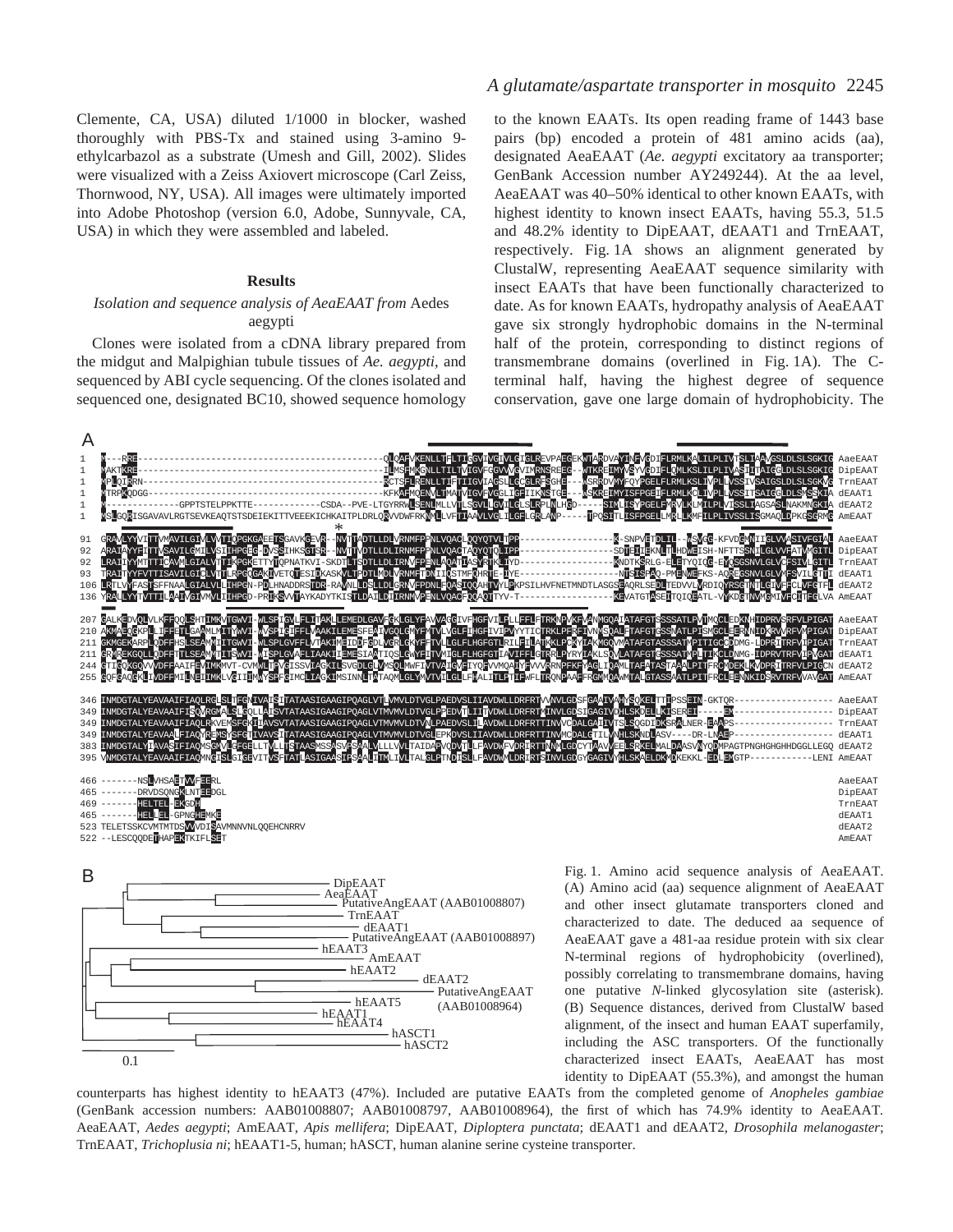Clemente, CA, USA) diluted 1/1000 in blocker, washed thoroughly with PBS-Tx and stained using 3-amino 9-ethylcarbazol as a substrate (Umesh and Gill, 2002). Slides were visualized with a Zeiss Axiovert microscope (Carl Zeiss, Thornwood, NY, USA). All images were ultimately imported into Adobe Photoshop (version 6.0, Adobe, Sunnyvale, CA, USA) in which they were assembled and labeled.

## Results

### *Isolation and sequence analysis of AeaEAAT from* Aedes aegypti

Clones were isolated from a cDNA library prepared from the midgut and Malpighian tubule tissues of *Ae. aegypti*, and sequenced by ABI cycle sequencing. Of the clones isolated and sequenced one, designated BC10, showed sequence homology to the known EAATs. Its open reading frame of 1443 base pairs (bp) encoded a protein of 481 amino acids (aa), designated AeaEAAT (*Ae. aegypti* excitatory aa transporter; GenBank Accession number AY249244). At the aa level, AeaEAAT was 40–50% identical to other known EAATs, with highest identity to known insect EAATs, having 55.3, 51.5 and 48.2% identity to DipEAAT, dEAAT1 and TrnEAAT, respectively. Fig. 1A shows an alignment generated by ClustalW, representing AeaEAAT sequence similarity with insect EAATs that have been functionally characterized to date. As for known EAATs, hydropathy analysis of AeaEAAT gave six strongly hydrophobic domains in the N-terminal half of the protein, corresponding to distinct regions of transmembrane domains (overlined in Fig. 1A). The C-terminal half, having the highest degree of sequence conservation, gave one large domain of hydrophobicity. The

Fig. 1. Amino acid sequence analysis of AeaEAAT. (A) Amino acid (aa) sequence alignment of AeaEAAT and other insect glutamate transporters cloned and characterized to date. The deduced aa sequence of AeaEAAT gave a 481-aa residue protein with six clear N-terminal regions of hydrophobicity (overlined), possibly correlating to transmembrane domains, having one putative *N*-linked glycosylation site (asterisk). (B) Sequence distances, derived from ClustalW based alignment, of the insect and human EAAT superfamily, including the ASC transporters. Of the functionally characterized insect EAATs, AeaEAAT has most identity to DipEAAT (55.3%), and amongst the human counterparts has highest identity to hEAAT3 (47%). Included are putative EAATs from the completed genome of *Anopheles gambiae* (GenBank accession numbers: AAB01008807; AAB01008797, AAB01008964), the first of which has 74.9% identity to AeaEAAT. AeaEAAT, *Aedes aegypti*; AmEAAT, *Apis mellifera*; DipEAAT, *Diploptera punctata*; dEAAT1 and dEAAT2, *Drosophila melanogaster*; TrnEAAT, *Trichoplusia ni*; hEAAT1-5, human; hASCT, human alanine serine cysteine transporter.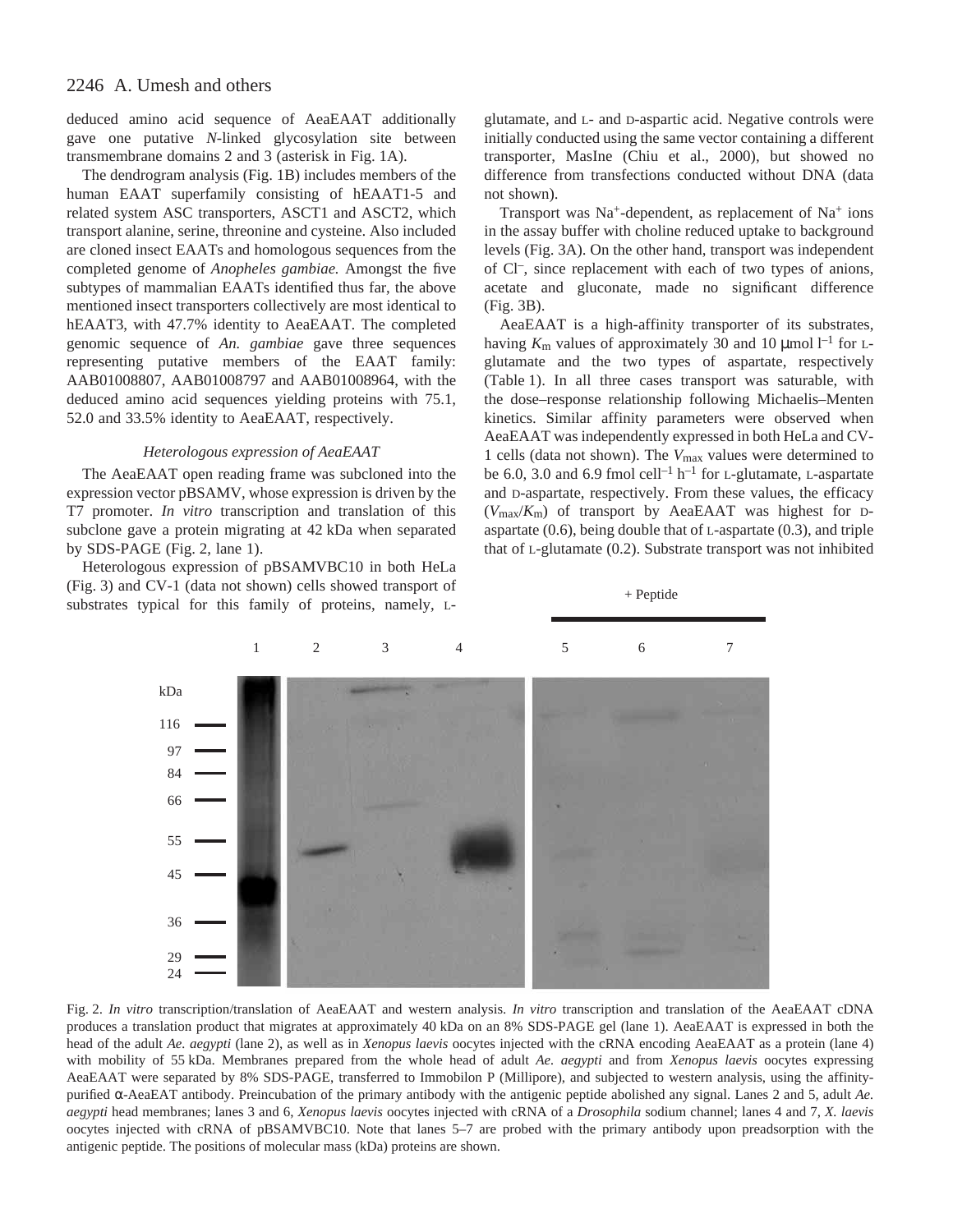deduced amino acid sequence of AeaEAAT additionally gave one putative *N*-linked glycosylation site between transmembrane domains 2 and 3 (asterisk in Fig. 1A).

The dendrogram analysis (Fig. 1B) includes members of the human EAAT superfamily consisting of hEAAT1-5 and related system ASC transporters, ASCT1 and ASCT2, which transport alanine, serine, threonine and cysteine. Also included are cloned insect EAATs and homologous sequences from the completed genome of *Anopheles gambiae.* Amongst the five subtypes of mammalian EAATs identified thus far, the above mentioned insect transporters collectively are most identical to hEAAT3, with 47.7% identity to AeaEAAT. The completed genomic sequence of *An. gambiae* gave three sequences representing putative members of the EAAT family: AAB01008807, AAB01008797 and AAB01008964, with the deduced amino acid sequences yielding proteins with 75.1, 52.0 and 33.5% identity to AeaEAAT, respectively.

### *Heterologous expression of AeaEAAT*

The AeaEAAT open reading frame was subcloned into the expression vector pBSAMV, whose expression is driven by the T7 promoter. *In vitro* transcription and translation of this subclone gave a protein migrating at 42 kDa when separated by SDS-PAGE (Fig. 2, lane 1).

Heterologous expression of pBSAMVBC10 in both HeLa (Fig. 3) and CV-1 (data not shown) cells showed transport of substrates typical for this family of proteins, namely, L-glutamate, and L- and D-aspartic acid. Negative controls were initially conducted using the same vector containing a different transporter, MasIne (Chiu et al., 2000), but showed no difference from transfections conducted without DNA (data not shown).

Transport was $Na^+$-dependent, as replacement of $Na^+$ ions in the assay buffer with choline reduced uptake to background levels (Fig. 3A). On the other hand, transport was independent of $Cl^-$, since replacement with each of two types of anions, acetate and gluconate, made no significant difference (Fig. 3B).

AeaEAAT is a high-affinity transporter of its substrates, having $K_m$ values of approximately 30 and 10 μmol $l^{-1}$ for L-glutamate and the two types of aspartate, respectively (Table 1). In all three cases transport was saturable, with the dose–response relationship following Michaelis–Menten kinetics. Similar affinity parameters were observed when AeaEAAT was independently expressed in both HeLa and CV-1 cells (data not shown). The $V_{max}$ values were determined to be 6.0, 3.0 and 6.9 fmol cell$^{-1}$ h$^{-1}$ for L-glutamate, L-aspartate and D-aspartate, respectively. From these values, the efficacy ($V_{max}/K_m$) of transport by AeaEAAT was highest for D-aspartate (0.6), being double that of L-aspartate (0.3), and triple that of L-glutamate (0.2). Substrate transport was not inhibited

Fig. 2. *In vitro* transcription/translation of AeaEAAT and western analysis. *In vitro* transcription and translation of the AeaEAAT cDNA produces a translation product that migrates at approximately 40 kDa on an 8% SDS-PAGE gel (lane 1). AeaEAAT is expressed in both the head of the adult *Ae. aegypti* (lane 2), as well as in *Xenopus laevis* oocytes injected with the cRNA encoding AeaEAAT as a protein (lane 4) with mobility of 55 kDa. Membranes prepared from the whole head of adult *Ae. aegypti* and from *Xenopus laevis* oocytes expressing AeaEAAT were separated by 8% SDS-PAGE, transferred to Immobilon P (Millipore), and subjected to western analysis, using the affinity-purified α-AeaEAT antibody. Preincubation of the primary antibody with the antigenic peptide abolished any signal. Lanes 2 and 5, adult *Ae. aegypti* head membranes; lanes 3 and 6, *Xenopus laevis* oocytes injected with cRNA of a *Drosophila* sodium channel; lanes 4 and 7, *X. laevis* oocytes injected with cRNA of pBSAMVBC10. Note that lanes 5–7 are probed with the primary antibody upon preadsorption with the antigenic peptide. The positions of molecular mass (kDa) proteins are shown.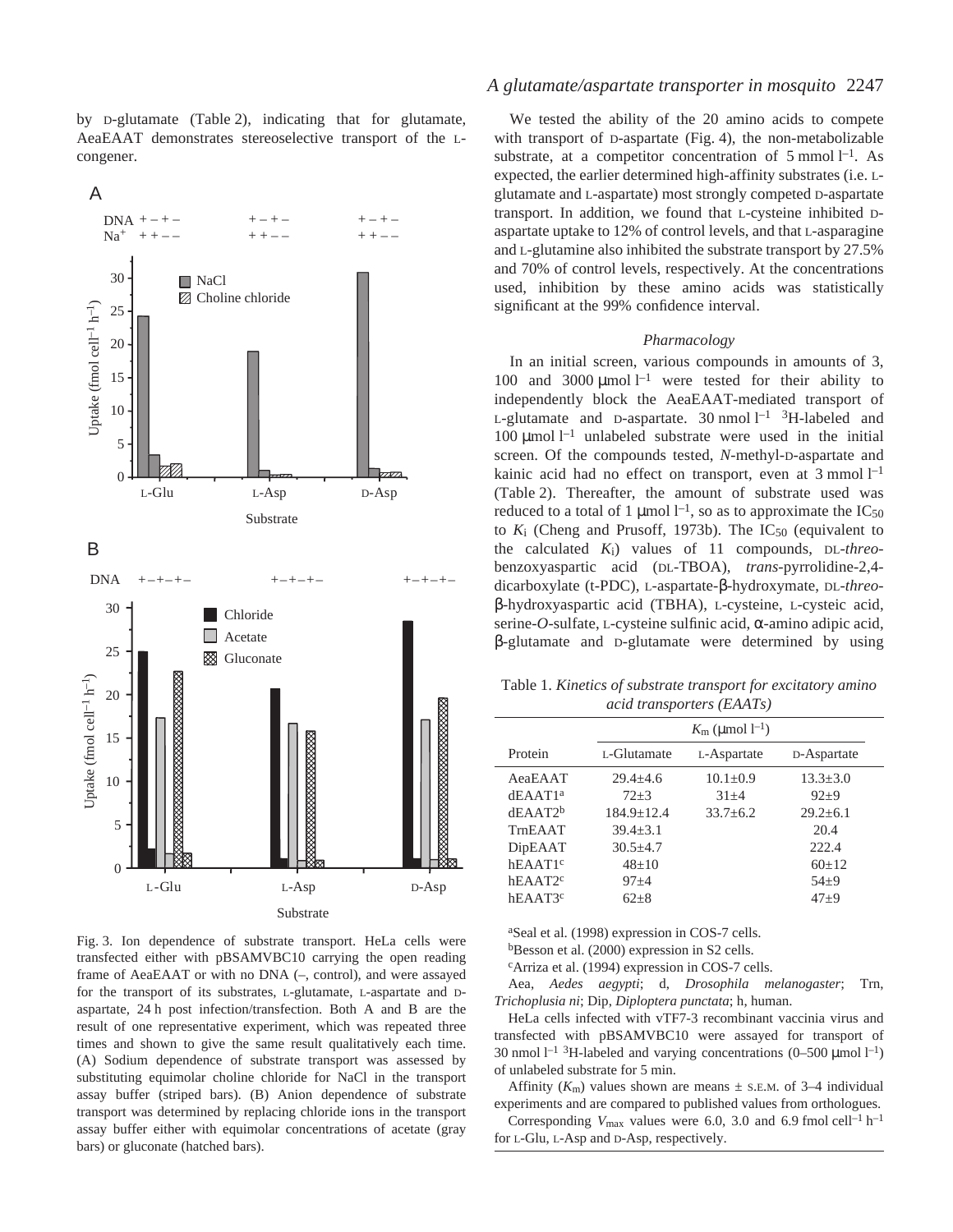by D-glutamate (Table 2), indicating that for glutamate, AeaEAAT demonstrates stereoselective transport of the L-congener.

Fig. 3. Ion dependence of substrate transport. HeLa cells were transfected either with pBSAMVBC10 carrying the open reading frame of AeaEAAT or with no DNA (–, control), and were assayed for the transport of its substrates, L-glutamate, L-aspartate and D-aspartate, 24 h post infection/transfection. Both A and B are the result of one representative experiment, which was repeated three times and shown to give the same result qualitatively each time. (A) Sodium dependence of substrate transport was assessed by substituting equimolar choline chloride for NaCl in the transport assay buffer (striped bars). (B) Anion dependence of substrate transport was determined by replacing chloride ions in the transport assay buffer either with equimolar concentrations of acetate (gray bars) or gluconate (hatched bars).

We tested the ability of the 20 amino acids to compete with transport of D-aspartate (Fig. 4), the non-metabolizable substrate, at a competitor concentration of 5 mmol $l^{-1}$. As expected, the earlier determined high-affinity substrates (i.e. L-glutamate and L-aspartate) most strongly competed D-aspartate transport. In addition, we found that L-cysteine inhibited D-aspartate uptake to 12% of control levels, and that L-asparagine and L-glutamine also inhibited the substrate transport by 27.5% and 70% of control levels, respectively. At the concentrations used, inhibition by these amino acids was statistically significant at the 99% confidence interval.

### *Pharmacology*

In an initial screen, various compounds in amounts of 3, 100 and 3000 μmol $l^{-1}$ were tested for their ability to independently block the AeaEAAT-mediated transport of L-glutamate and D-aspartate. 30 nmol $l^{-1}$ $^{3}$H-labeled and 100 μmol $l^{-1}$ unlabeled substrate were used in the initial screen. Of the compounds tested, *N*-methyl-D-aspartate and kainic acid had no effect on transport, even at 3 mmol $l^{-1}$ (Table 2). Thereafter, the amount of substrate used was reduced to a total of 1 μmol $l^{-1}$, so as to approximate the $IC_{50}$ to $K_i$ (Cheng and Prusoff, 1973b). The $IC_{50}$ (equivalent to the calculated $K_i$) values of 11 compounds, DL-*threo*-benzoxyaspartic acid (DL-TBOA), *trans*-pyrrolidine-2,4-dicarboxylate (t-PDC), L-aspartate-β-hydroxymate, DL-*threo*-β-hydroxyaspartic acid (TBHA), L-cysteine, L-cysteic acid, serine-*O*-sulfate, L-cysteine sulfinic acid, α-amino adipic acid, β-glutamate and D-glutamate were determined by using

Table 1. *Kinetics of substrate transport for excitatory amino acid transporters (EAATs)*

| | $K_m$ (μmol $l^{-1}$) | | |
|---|---|---|---|
| Protein | L-Glutamate | L-Aspartate | D-Aspartate |
| AeaEAAT | 29.4±4.6 | 10.1±0.9 | 13.3±3.0 |
| dEAAT1[a] | 72±3 | 31±4 | 92±9 |
| dEAAT2[b] | 184.9±12.4 | 33.7±6.2 | 29.2±6.1 |
| TrnEAAT | 39.4±3.1 | | 20.4 |
| DipEAAT | 30.5±4.7 | | 222.4 |
| hEAAT1[c] | 48±10 | | 60±12 |
| hEAAT2[c] | 97±4 | | 54±9 |
| hEAAT3[c] | 62±8 | | 47±9 |

[a]Seal et al. (1998) expression in COS-7 cells.

[b]Besson et al. (2000) expression in S2 cells.

[c]Arriza et al. (1994) expression in COS-7 cells.

Aea, *Aedes aegypti*; d, *Drosophila melanogaster*; Trn, *Trichoplusia ni*; Dip, *Diploptera punctata*; h, human.

HeLa cells infected with vTF7-3 recombinant vaccinia virus and transfected with pBSAMVBC10 were assayed for transport of 30 nmol $l^{-1}$ $^{3}$H-labeled and varying concentrations (0–500 μmol $l^{-1}$) of unlabeled substrate for 5 min.

Affinity ($K_m$) values shown are means ± S.E.M. of 3–4 individual experiments and are compared to published values from orthologues.

Corresponding $V_{max}$ values were 6.0, 3.0 and 6.9 fmol cell$^{-1}$ h$^{-1}$ for L-Glu, L-Asp and D-Asp, respectively.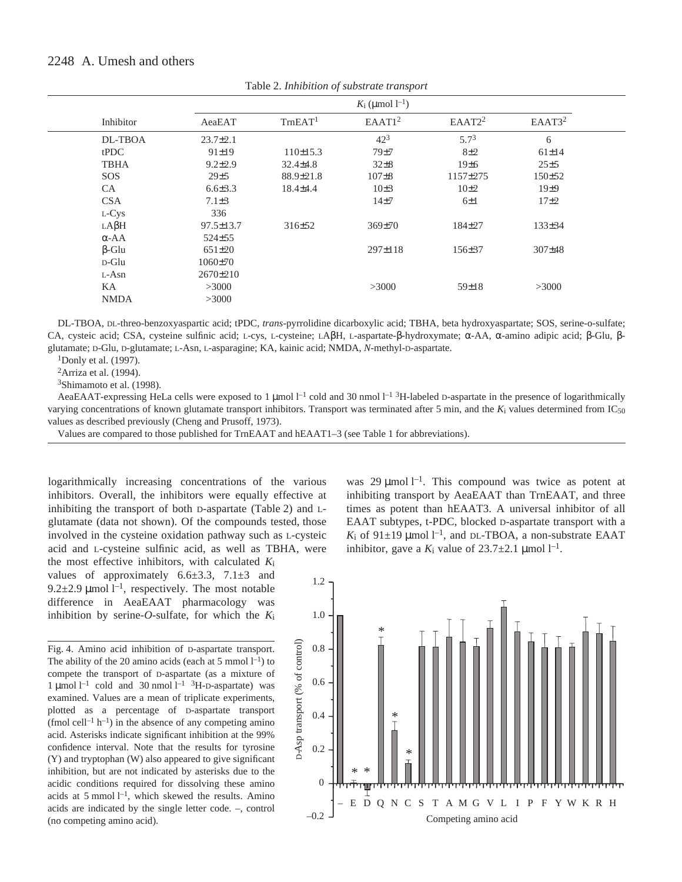Table 2. *Inhibition of substrate transport*

| Inhibitor | $K_i$ (μmol $l^{-1}$) | | | | |
|---|---|---|---|---|---|
| | AeaEAAT | TrnEAAT[1] | EAAT1[2] | EAAT2[2] | EAAT3[2] |
| DL-TBOA | 23.7±2.1 | | 42[3] | 5.7[3] | 6 |
| tPDC | 91±19 | 110±15.3 | 79±7 | 8±2 | 61±14 |
| TBHA | 9.2±2.9 | 32.4±4.8 | 32±8 | 19±6 | 25±5 |
| SOS | 29±5 | 88.9±21.8 | 107±8 | 1157±275 | 150±52 |
| CA | 6.6±3.3 | 18.4±4.4 | 10±3 | 10±2 | 19±9 |
| CSA | 7.1±3 | | 14±7 | 6±1 | 17±2 |
| L-Cys | 336 | | | | |
| LAβH | 97.5±13.7 | 316±52 | 369±70 | 184±27 | 133±34 |
| α-AA | 524±55 | | | | |
| β-Glu | 651±20 | | 297±118 | 156±37 | 307±48 |
| D-Glu | 1060±70 | | | | |
| L-Asn | 2670±210 | | | | |
| KA | >3000 | | >3000 | 59±18 | >3000 |
| NMDA | >3000 | | | | |

DL-TBOA, DL-threo-benzoxyaspartic acid; tPDC, *trans*-pyrrolidine dicarboxylic acid; TBHA, beta hydroxyaspartate; SOS, serine-o-sulfate; CA, cysteic acid; CSA, cysteine sulfinic acid; L-cys, L-cysteine; LAβH, L-aspartate-β-hydroxymate; α-AA, α-amino adipic acid; β-Glu, β-glutamate; D-Glu, D-glutamate; L-Asn, L-asparagine; KA, kainic acid; NMDA, *N*-methyl-D-aspartate.

[1]Donly et al. (1997).

[2]Arriza et al. (1994).

[3]Shimamoto et al. (1998).

AeaEAAT-expressing HeLa cells were exposed to 1 μmol $l^{-1}$ cold and 30 nmol $l^{-1}$ $^3$H-labeled D-aspartate in the presence of logarithmically varying concentrations of known glutamate transport inhibitors. Transport was terminated after 5 min, and the $K_i$ values determined from $IC_{50}$ values as described previously (Cheng and Prusoff, 1973).

Values are compared to those published for TrnEAAT and hEAAT1–3 (see Table 1 for abbreviations).

logarithmically increasing concentrations of the various inhibitors. Overall, the inhibitors were equally effective at inhibiting the transport of both D-aspartate (Table 2) and L-glutamate (data not shown). Of the compounds tested, those involved in the cysteine oxidation pathway such as L-cysteic acid and L-cysteine sulfinic acid, as well as TBHA, were the most effective inhibitors, with calculated $K_i$ values of approximately 6.6±3.3, 7.1±3 and 9.2±2.9 μmol $l^{-1}$, respectively. The most notable difference in AeaEAAT pharmacology was inhibition by serine-*O*-sulfate, for which the $K_i$ was 29 μmol $l^{-1}$. This compound was twice as potent at inhibiting transport by AeaEAAT than TrnEAAT, and three times as potent than hEAAT3. A universal inhibitor of all EAAT subtypes, t-PDC, blocked D-aspartate transport with a $K_i$ of 91±19 μmol $l^{-1}$, and DL-TBOA, a non-substrate EAAT inhibitor, gave a $K_i$ value of 23.7±2.1 μmol $l^{-1}$.

Fig. 4. Amino acid inhibition of D-aspartate transport. The ability of the 20 amino acids (each at 5 mmol $l^{-1}$) to compete the transport of D-aspartate (as a mixture of 1 μmol $l^{-1}$ cold and 30 nmol $l^{-1}$ $^3$H-D-aspartate) was examined. Values are a mean of triplicate experiments, plotted as a percentage of D-aspartate transport (fmol cell$^{-1}$ h$^{-1}$) in the absence of any competing amino acid. Asterisks indicate significant inhibition at the 99% confidence interval. Note that the results for tyrosine (Y) and tryptophan (W) also appeared to give significant inhibition, but are not indicated by asterisks due to the acidic conditions required for dissolving these amino acids at 5 mmol $l^{-1}$, which skewed the results. Amino acids are indicated by the single letter code. –, control (no competing amino acid).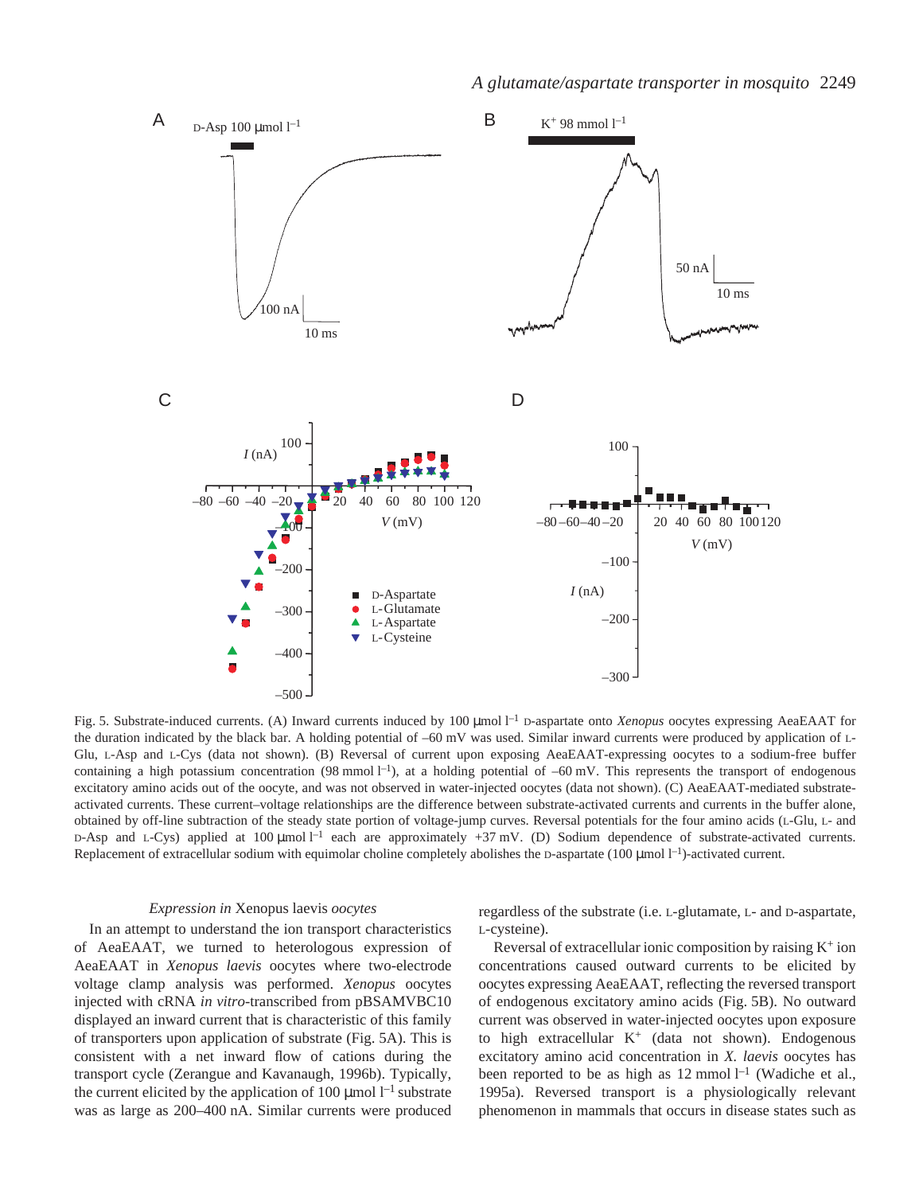Fig. 5. Substrate-induced currents. (A) Inward currents induced by 100 μmol $l^{-1}$ D-aspartate onto *Xenopus* oocytes expressing AeaEAAT for the duration indicated by the black bar. A holding potential of –60 mV was used. Similar inward currents were produced by application of L-Glu, L-Asp and L-Cys (data not shown). (B) Reversal of current upon exposing AeaEAAT-expressing oocytes to a sodium-free buffer containing a high potassium concentration (98 mmol $l^{-1}$), at a holding potential of –60 mV. This represents the transport of endogenous excitatory amino acids out of the oocyte, and was not observed in water-injected oocytes (data not shown). (C) AeaEAAT-mediated substrate-activated currents. These current–voltage relationships are the difference between substrate-activated currents and currents in the buffer alone, obtained by off-line subtraction of the steady state portion of voltage-jump curves. Reversal potentials for the four amino acids (L-Glu, L- and D-Asp and L-Cys) applied at 100 μmol $l^{-1}$ each are approximately +37 mV. (D) Sodium dependence of substrate-activated currents. Replacement of extracellular sodium with equimolar choline completely abolishes the D-aspartate (100 μmol $l^{-1}$)-activated current.

### *Expression in* Xenopus laevis *oocytes*

In an attempt to understand the ion transport characteristics of AeaEAAT, we turned to heterologous expression of AeaEAAT in *Xenopus laevis* oocytes where two-electrode voltage clamp analysis was performed. *Xenopus* oocytes injected with cRNA *in vitro*-transcribed from pBSAMVBC10 displayed an inward current that is characteristic of this family of transporters upon application of substrate (Fig. 5A). This is consistent with a net inward flow of cations during the transport cycle (Zerangue and Kavanaugh, 1996b). Typically, the current elicited by the application of 100 μmol $l^{-1}$ substrate was as large as 200–400 nA. Similar currents were produced regardless of the substrate (i.e. L-glutamate, L- and D-aspartate, L-cysteine).

Reversal of extracellular ionic composition by raising $K^+$ ion concentrations caused outward currents to be elicited by oocytes expressing AeaEAAT, reflecting the reversed transport of endogenous excitatory amino acids (Fig. 5B). No outward current was observed in water-injected oocytes upon exposure to high extracellular $K^+$ (data not shown). Endogenous excitatory amino acid concentration in *X. laevis* oocytes has been reported to be as high as 12 mmol $l^{-1}$ (Wadiche et al., 1995a). Reversed transport is a physiologically relevant phenomenon in mammals that occurs in disease states such as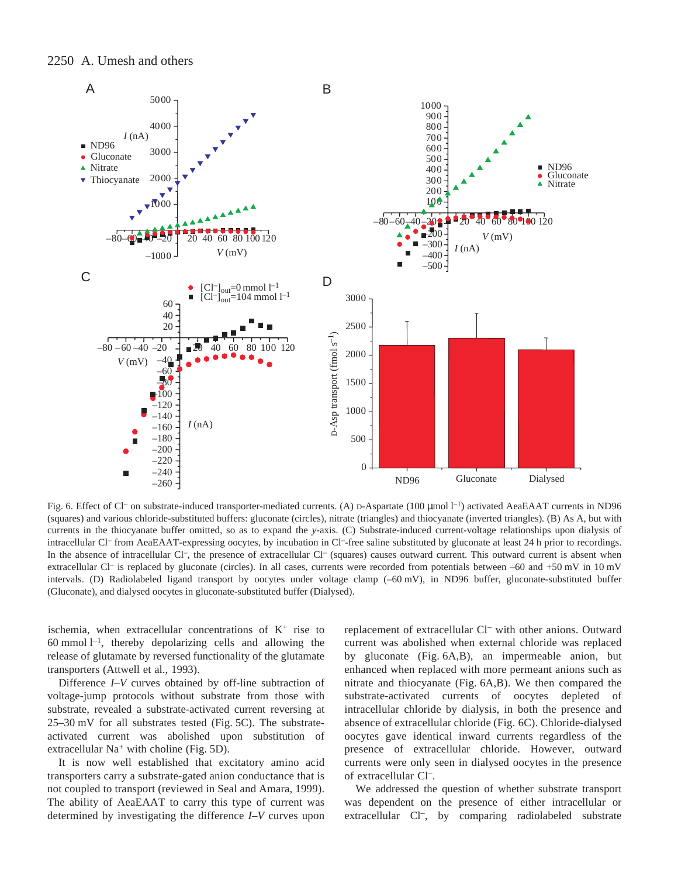Fig. 6. Effect of $Cl^-$ on substrate-induced transporter-mediated currents. (A) D-Aspartate (100 μmol $l^{-1}$) activated AeaEAAT currents in ND96 (squares) and various chloride-substituted buffers: gluconate (circles), nitrate (triangles) and thiocyanate (inverted triangles). (B) As A, but with currents in the thiocyanate buffer omitted, so as to expand the *y*-axis. (C) Substrate-induced current-voltage relationships upon dialysis of intracellular $Cl^-$ from AeaEAAT-expressing oocytes, by incubation in $Cl^-$-free saline substituted by gluconate at least 24 h prior to recordings. In the absence of intracellular $Cl^-$, the presence of extracellular $Cl^-$ (squares) causes outward current. This outward current is absent when extracellular $Cl^-$ is replaced by gluconate (circles). In all cases, currents were recorded from potentials between –60 and +50 mV in 10 mV intervals. (D) Radiolabeled ligand transport by oocytes under voltage clamp (–60 mV), in ND96 buffer, gluconate-substituted buffer (Gluconate), and dialysed oocytes in gluconate-substituted buffer (Dialysed).

ischemia, when extracellular concentrations of $K^+$ rise to 60 mmol $l^{-1}$, thereby depolarizing cells and allowing the release of glutamate by reversed functionality of the glutamate transporters (Attwell et al., 1993).

Difference *I*–*V* curves obtained by off-line subtraction of voltage-jump protocols without substrate from those with substrate, revealed a substrate-activated current reversing at 25–30 mV for all substrates tested (Fig. 5C). The substrate-activated current was abolished upon substitution of extracellular $Na^+$ with choline (Fig. 5D).

It is now well established that excitatory amino acid transporters carry a substrate-gated anion conductance that is not coupled to transport (reviewed in Seal and Amara, 1999). The ability of AeaEAAT to carry this type of current was determined by investigating the difference *I*–*V* curves upon replacement of extracellular $Cl^-$ with other anions. Outward current was abolished when external chloride was replaced by gluconate (Fig. 6A,B), an impermeable anion, but enhanced when replaced with more permeant anions such as nitrate and thiocyanate (Fig. 6A,B). We then compared the substrate-activated currents of oocytes depleted of intracellular chloride by dialysis, in both the presence and absence of extracellular chloride (Fig. 6C). Chloride-dialysed oocytes gave identical inward currents regardless of the presence of extracellular chloride. However, outward currents were only seen in dialysed oocytes in the presence of extracellular $Cl^-$.

We addressed the question of whether substrate transport was dependent on the presence of either intracellular or extracellular $Cl^-$, by comparing radiolabeled substrate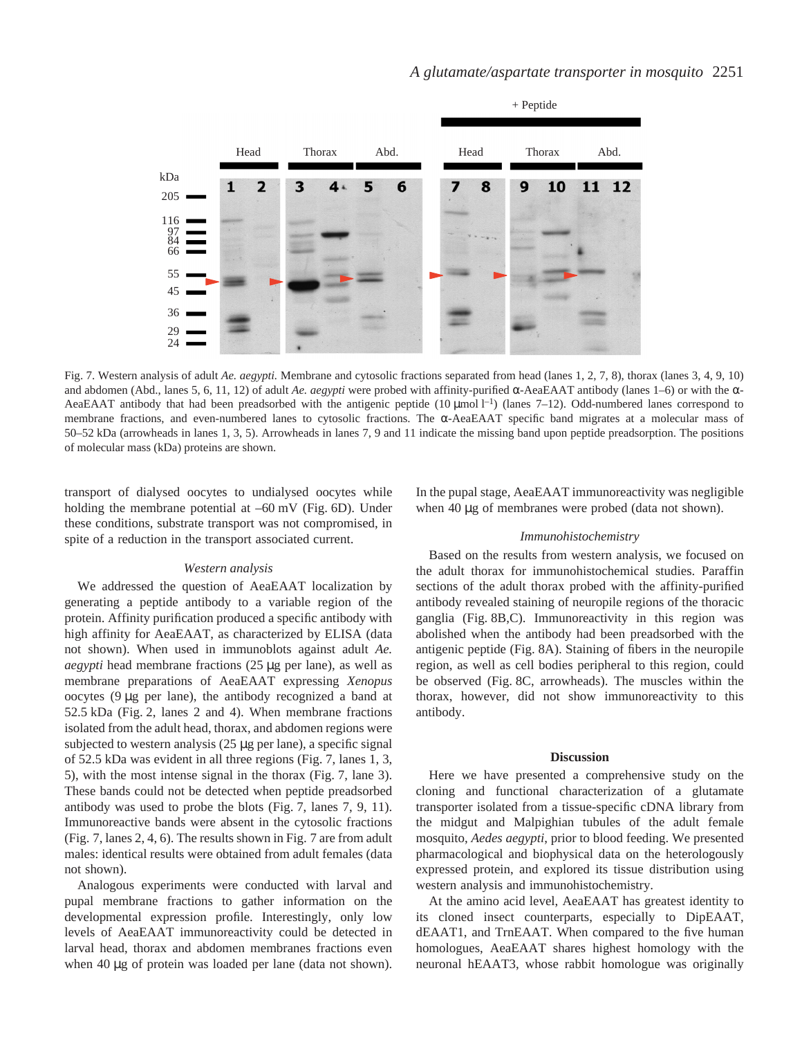Fig. 7. Western analysis of adult *Ae. aegypti.* Membrane and cytosolic fractions separated from head (lanes 1, 2, 7, 8), thorax (lanes 3, 4, 9, 10) and abdomen (Abd., lanes 5, 6, 11, 12) of adult *Ae. aegypti* were probed with affinity-purified α-AeaEAAT antibody (lanes 1–6) or with the α-AeaEAAT antibody that had been preadsorbed with the antigenic peptide (10 μmol $l^{-1}$) (lanes 7–12). Odd-numbered lanes correspond to membrane fractions, and even-numbered lanes to cytosolic fractions. The α-AeaEAAT specific band migrates at a molecular mass of 50–52 kDa (arrowheads in lanes 1, 3, 5). Arrowheads in lanes 7, 9 and 11 indicate the missing band upon peptide preadsorption. The positions of molecular mass (kDa) proteins are shown.

transport of dialysed oocytes to undialysed oocytes while holding the membrane potential at –60 mV (Fig. 6D). Under these conditions, substrate transport was not compromised, in spite of a reduction in the transport associated current.

### *Western analysis*

We addressed the question of AeaEAAT localization by generating a peptide antibody to a variable region of the protein. Affinity purification produced a specific antibody with high affinity for AeaEAAT, as characterized by ELISA (data not shown). When used in immunoblots against adult *Ae. aegypti* head membrane fractions (25 μg per lane), as well as membrane preparations of AeaEAAT expressing *Xenopus* oocytes (9 μg per lane), the antibody recognized a band at 52.5 kDa (Fig. 2, lanes 2 and 4). When membrane fractions isolated from the adult head, thorax, and abdomen regions were subjected to western analysis (25 μg per lane), a specific signal of 52.5 kDa was evident in all three regions (Fig. 7, lanes 1, 3, 5), with the most intense signal in the thorax (Fig. 7, lane 3). These bands could not be detected when peptide preadsorbed antibody was used to probe the blots (Fig. 7, lanes 7, 9, 11). Immunoreactive bands were absent in the cytosolic fractions (Fig. 7, lanes 2, 4, 6). The results shown in Fig. 7 are from adult males: identical results were obtained from adult females (data not shown).

Analogous experiments were conducted with larval and pupal membrane fractions to gather information on the developmental expression profile. Interestingly, only low levels of AeaEAAT immunoreactivity could be detected in larval head, thorax and abdomen membranes fractions even when 40 μg of protein was loaded per lane (data not shown). In the pupal stage, AeaEAAT immunoreactivity was negligible when 40 μg of membranes were probed (data not shown).

### *Immunohistochemistry*

Based on the results from western analysis, we focused on the adult thorax for immunohistochemical studies. Paraffin sections of the adult thorax probed with the affinity-purified antibody revealed staining of neuropile regions of the thoracic ganglia (Fig. 8B,C). Immunoreactivity in this region was abolished when the antibody had been preadsorbed with the antigenic peptide (Fig. 8A). Staining of fibers in the neuropile region, as well as cell bodies peripheral to this region, could be observed (Fig. 8C, arrowheads). The muscles within the thorax, however, did not show immunoreactivity to this antibody.

## **Discussion**

Here we have presented a comprehensive study on the cloning and functional characterization of a glutamate transporter isolated from a tissue-specific cDNA library from the midgut and Malpighian tubules of the adult female mosquito, *Aedes aegypti,* prior to blood feeding. We presented pharmacological and biophysical data on the heterologously expressed protein, and explored its tissue distribution using western analysis and immunohistochemistry.

At the amino acid level, AeaEAAT has greatest identity to its cloned insect counterparts, especially to DipEAAT, dEAAT1, and TrnEAAT. When compared to the five human homologues, AeaEAAT shares highest homology with the neuronal hEAAT3, whose rabbit homologue was originally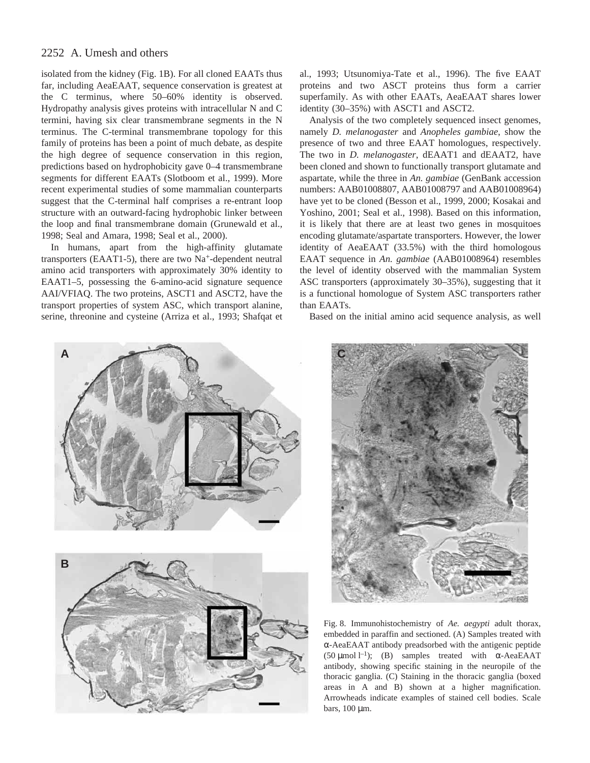isolated from the kidney (Fig. 1B). For all cloned EAATs thus far, including AeaEAAT, sequence conservation is greatest at the C terminus, where 50–60% identity is observed. Hydropathy analysis gives proteins with intracellular N and C termini, having six clear transmembrane segments in the N terminus. The C-terminal transmembrane topology for this family of proteins has been a point of much debate, as despite the high degree of sequence conservation in this region, predictions based on hydrophobicity gave 0–4 transmembrane segments for different EAATs (Slotboom et al., 1999). More recent experimental studies of some mammalian counterparts suggest that the C-terminal half comprises a re-entrant loop structure with an outward-facing hydrophobic linker between the loop and final transmembrane domain (Grunewald et al., 1998; Seal and Amara, 1998; Seal et al., 2000).

In humans, apart from the high-affinity glutamate transporters (EAAT1-5), there are two $Na^+$-dependent neutral amino acid transporters with approximately 30% identity to EAAT1–5, possessing the 6-amino-acid signature sequence AAI/VFIAQ. The two proteins, ASCT1 and ASCT2, have the transport properties of system ASC, which transport alanine, serine, threonine and cysteine (Arriza et al., 1993; Shafqat et al., 1993; Utsunomiya-Tate et al., 1996). The five EAAT proteins and two ASCT proteins thus form a carrier superfamily. As with other EAATs, AeaEAAT shares lower identity (30–35%) with ASCT1 and ASCT2.

Analysis of the two completely sequenced insect genomes, namely *D. melanogaster* and *Anopheles gambiae*, show the presence of two and three EAAT homologues, respectively. The two in *D. melanogaster*, dEAAT1 and dEAAT2, have been cloned and shown to functionally transport glutamate and aspartate, while the three in *An. gambiae* (GenBank accession numbers: AAB01008807, AAB01008797 and AAB01008964) have yet to be cloned (Besson et al., 1999, 2000; Kosakai and Yoshino, 2001; Seal et al., 1998). Based on this information, it is likely that there are at least two genes in mosquitoes encoding glutamate/aspartate transporters. However, the lower identity of AeaEAAT (33.5%) with the third homologous EAAT sequence in *An. gambiae* (AAB01008964) resembles the level of identity observed with the mammalian System ASC transporters (approximately 30–35%), suggesting that it is a functional homologue of System ASC transporters rather than EAATs.

Based on the initial amino acid sequence analysis, as well

Fig. 8. Immunohistochemistry of *Ae. aegypti* adult thorax, embedded in paraffin and sectioned. (A) Samples treated with α-AeaEAAT antibody preadsorbed with the antigenic peptide (50 μmol $l^{-1}$); (B) samples treated with α-AeaEAAT antibody, showing specific staining in the neuropile of the thoracic ganglia. (C) Staining in the thoracic ganglia (boxed areas in A and B) shown at a higher magnification. Arrowheads indicate examples of stained cell bodies. Scale bars, 100 μm.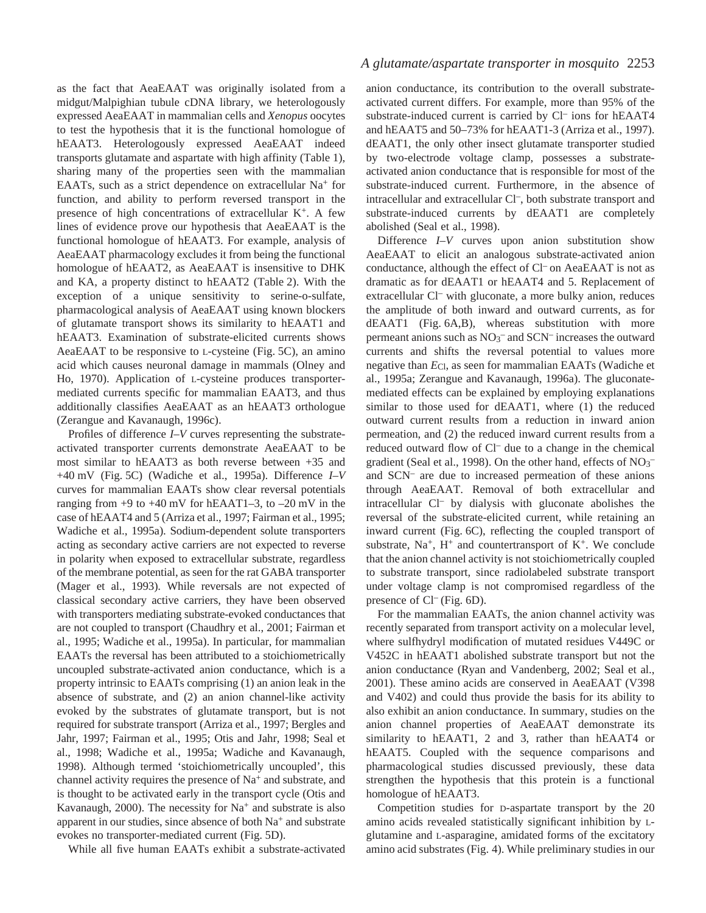as the fact that AeaEAAT was originally isolated from a midgut/Malpighian tubule cDNA library, we heterologously expressed AeaEAAT in mammalian cells and *Xenopus* oocytes to test the hypothesis that it is the functional homologue of hEAAT3. Heterologously expressed AeaEAAT indeed transports glutamate and aspartate with high affinity (Table 1), sharing many of the properties seen with the mammalian EAATs, such as a strict dependence on extracellular $Na^+$ for function, and ability to perform reversed transport in the presence of high concentrations of extracellular $K^+$. A few lines of evidence prove our hypothesis that AeaEAAT is the functional homologue of hEAAT3. For example, analysis of AeaEAAT pharmacology excludes it from being the functional homologue of hEAAT2, as AeaEAAT is insensitive to DHK and KA, a property distinct to hEAAT2 (Table 2). With the exception of a unique sensitivity to serine-o-sulfate, pharmacological analysis of AeaEAAT using known blockers of glutamate transport shows its similarity to hEAAT1 and hEAAT3. Examination of substrate-elicited currents shows AeaEAAT to be responsive to L-cysteine (Fig. 5C), an amino acid which causes neuronal damage in mammals (Olney and Ho, 1970). Application of L-cysteine produces transporter-mediated currents specific for mammalian EAAT3, and thus additionally classifies AeaEAAT as an hEAAT3 orthologue (Zerangue and Kavanaugh, 1996c).

Profiles of difference *I–V* curves representing the substrate-activated transporter currents demonstrate AeaEAAT to be most similar to hEAAT3 as both reverse between +35 and +40 mV (Fig. 5C) (Wadiche et al., 1995a). Difference *I–V* curves for mammalian EAATs show clear reversal potentials ranging from +9 to +40 mV for hEAAT1–3, to –20 mV in the case of hEAAT4 and 5 (Arriza et al., 1997; Fairman et al., 1995; Wadiche et al., 1995a). Sodium-dependent solute transporters acting as secondary active carriers are not expected to reverse in polarity when exposed to extracellular substrate, regardless of the membrane potential, as seen for the rat GABA transporter (Mager et al., 1993). While reversals are not expected of classical secondary active carriers, they have been observed with transporters mediating substrate-evoked conductances that are not coupled to transport (Chaudhry et al., 2001; Fairman et al., 1995; Wadiche et al., 1995a). In particular, for mammalian EAATs the reversal has been attributed to a stoichiometrically uncoupled substrate-activated anion conductance, which is a property intrinsic to EAATs comprising (1) an anion leak in the absence of substrate, and (2) an anion channel-like activity evoked by the substrates of glutamate transport, but is not required for substrate transport (Arriza et al., 1997; Bergles and Jahr, 1997; Fairman et al., 1995; Otis and Jahr, 1998; Seal et al., 1998; Wadiche et al., 1995a; Wadiche and Kavanaugh, 1998). Although termed 'stoichiometrically uncoupled', this channel activity requires the presence of $Na^+$ and substrate, and is thought to be activated early in the transport cycle (Otis and Kavanaugh, 2000). The necessity for $Na^+$ and substrate is also apparent in our studies, since absence of both $Na^+$ and substrate evokes no transporter-mediated current (Fig. 5D).

While all five human EAATs exhibit a substrate-activated anion conductance, its contribution to the overall substrate-activated current differs. For example, more than 95% of the substrate-induced current is carried by $Cl^-$ ions for hEAAT4 and hEAAT5 and 50–73% for hEAAT1-3 (Arriza et al., 1997). dEAAT1, the only other insect glutamate transporter studied by two-electrode voltage clamp, possesses a substrate-activated anion conductance that is responsible for most of the substrate-induced current. Furthermore, in the absence of intracellular and extracellular $Cl^-$, both substrate transport and substrate-induced currents by dEAAT1 are completely abolished (Seal et al., 1998).

Difference *I–V* curves upon anion substitution show AeaEAAT to elicit an analogous substrate-activated anion conductance, although the effect of $Cl^-$ on AeaEAAT is not as dramatic as for dEAAT1 or hEAAT4 and 5. Replacement of extracellular $Cl^-$ with gluconate, a more bulky anion, reduces the amplitude of both inward and outward currents, as for dEAAT1 (Fig. 6A,B), whereas substitution with more permeant anions such as $NO_3^-$ and $SCN^-$ increases the outward currents and shifts the reversal potential to values more negative than $E_{Cl}$, as seen for mammalian EAATs (Wadiche et al., 1995a; Zerangue and Kavanaugh, 1996a). The gluconate-mediated effects can be explained by employing explanations similar to those used for dEAAT1, where (1) the reduced outward current results from a reduction in inward anion permeation, and (2) the reduced inward current results from a reduced outward flow of $Cl^-$ due to a change in the chemical gradient (Seal et al., 1998). On the other hand, effects of $NO_3^-$ and $SCN^-$ are due to increased permeation of these anions through AeaEAAT. Removal of both extracellular and intracellular $Cl^-$ by dialysis with gluconate abolishes the reversal of the substrate-elicited current, while retaining an inward current (Fig. 6C), reflecting the coupled transport of substrate, $Na^+$, $H^+$ and countertransport of $K^+$. We conclude that the anion channel activity is not stoichiometrically coupled to substrate transport, since radiolabeled substrate transport under voltage clamp is not compromised regardless of the presence of $Cl^-$ (Fig. 6D).

For the mammalian EAATs, the anion channel activity was recently separated from transport activity on a molecular level, where sulfhydryl modification of mutated residues V449C or V452C in hEAAT1 abolished substrate transport but not the anion conductance (Ryan and Vandenberg, 2002; Seal et al., 2001). These amino acids are conserved in AeaEAAT (V398 and V402) and could thus provide the basis for its ability to also exhibit an anion conductance. In summary, studies on the anion channel properties of AeaEAAT demonstrate its similarity to hEAAT1, 2 and 3, rather than hEAAT4 or hEAAT5. Coupled with the sequence comparisons and pharmacological studies discussed previously, these data strengthen the hypothesis that this protein is a functional homologue of hEAAT3.

Competition studies for D-aspartate transport by the 20 amino acids revealed statistically significant inhibition by L-glutamine and L-asparagine, amidated forms of the excitatory amino acid substrates (Fig. 4). While preliminary studies in our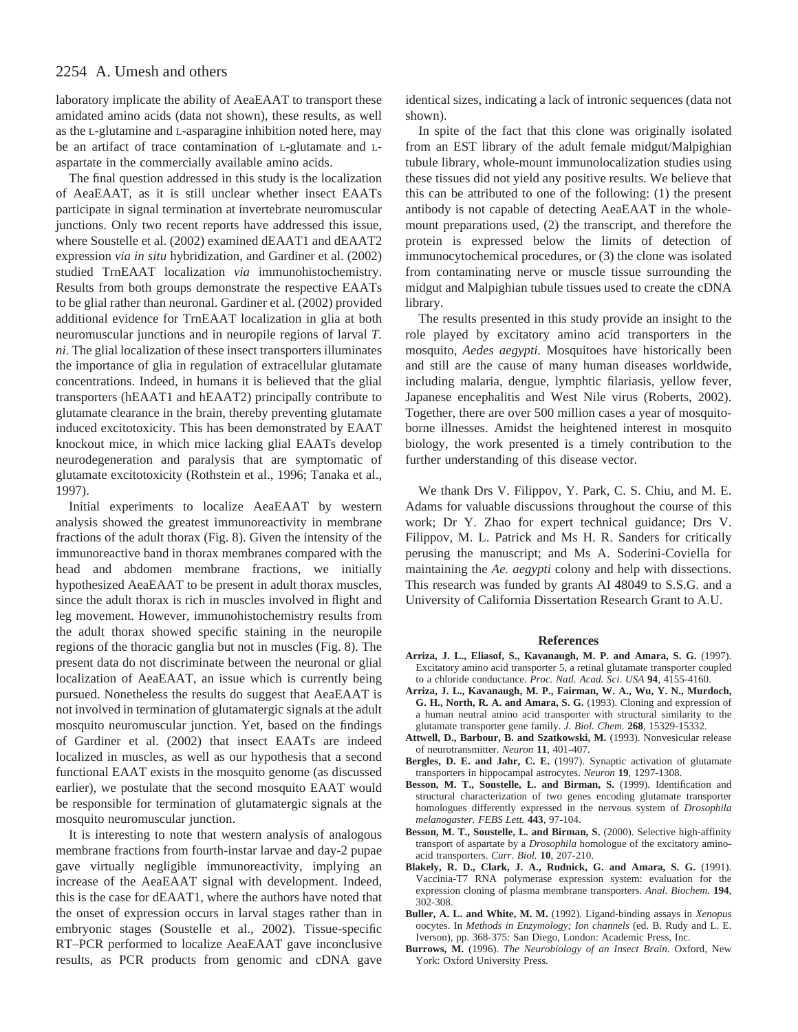laboratory implicate the ability of AeaEAAT to transport these amidated amino acids (data not shown), these results, as well as the L-glutamine and L-asparagine inhibition noted here, may be an artifact of trace contamination of L-glutamate and L-aspartate in the commercially available amino acids.

The final question addressed in this study is the localization of AeaEAAT, as it is still unclear whether insect EAATs participate in signal termination at invertebrate neuromuscular junctions. Only two recent reports have addressed this issue, where Soustelle et al. (2002) examined dEAAT1 and dEAAT2 expression *via in situ* hybridization, and Gardiner et al. (2002) studied TrnEAAT localization *via* immunohistochemistry. Results from both groups demonstrate the respective EAATs to be glial rather than neuronal. Gardiner et al. (2002) provided additional evidence for TrnEAAT localization in glia at both neuromuscular junctions and in neuropile regions of larval *T. ni*. The glial localization of these insect transporters illuminates the importance of glia in regulation of extracellular glutamate concentrations. Indeed, in humans it is believed that the glial transporters (hEAAT1 and hEAAT2) principally contribute to glutamate clearance in the brain, thereby preventing glutamate induced excitotoxicity. This has been demonstrated by EAAT knockout mice, in which mice lacking glial EAATs develop neurodegeneration and paralysis that are symptomatic of glutamate excitotoxicity (Rothstein et al., 1996; Tanaka et al., 1997).

Initial experiments to localize AeaEAAT by western analysis showed the greatest immunoreactivity in membrane fractions of the adult thorax (Fig. 8). Given the intensity of the immunoreactive band in thorax membranes compared with the head and abdomen membrane fractions, we initially hypothesized AeaEAAT to be present in adult thorax muscles, since the adult thorax is rich in muscles involved in flight and leg movement. However, immunohistochemistry results from the adult thorax showed specific staining in the neuropile regions of the thoracic ganglia but not in muscles (Fig. 8). The present data do not discriminate between the neuronal or glial localization of AeaEAAT, an issue which is currently being pursued. Nonetheless the results do suggest that AeaEAAT is not involved in termination of glutamatergic signals at the adult mosquito neuromuscular junction. Yet, based on the findings of Gardiner et al. (2002) that insect EAATs are indeed localized in muscles, as well as our hypothesis that a second functional EAAT exists in the mosquito genome (as discussed earlier), we postulate that the second mosquito EAAT would be responsible for termination of glutamatergic signals at the mosquito neuromuscular junction.

It is interesting to note that western analysis of analogous membrane fractions from fourth-instar larvae and day-2 pupae gave virtually negligible immunoreactivity, implying an increase of the AeaEAAT signal with development. Indeed, this is the case for dEAAT1, where the authors have noted that the onset of expression occurs in larval stages rather than in embryonic stages (Soustelle et al., 2002). Tissue-specific RT–PCR performed to localize AeaEAAT gave inconclusive results, as PCR products from genomic and cDNA gave identical sizes, indicating a lack of intronic sequences (data not shown).

In spite of the fact that this clone was originally isolated from an EST library of the adult female midgut/Malpighian tubule library, whole-mount immunolocalization studies using these tissues did not yield any positive results. We believe that this can be attributed to one of the following: (1) the present antibody is not capable of detecting AeaEAAT in the whole-mount preparations used, (2) the transcript, and therefore the protein is expressed below the limits of detection of immunocytochemical procedures, or (3) the clone was isolated from contaminating nerve or muscle tissue surrounding the midgut and Malpighian tubule tissues used to create the cDNA library.

The results presented in this study provide an insight to the role played by excitatory amino acid transporters in the mosquito, *Aedes aegypti.* Mosquitoes have historically been and still are the cause of many human diseases worldwide, including malaria, dengue, lymphtic filariasis, yellow fever, Japanese encephalitis and West Nile virus (Roberts, 2002). Together, there are over 500 million cases a year of mosquito-borne illnesses. Amidst the heightened interest in mosquito biology, the work presented is a timely contribution to the further understanding of this disease vector.

We thank Drs V. Filippov, Y. Park, C. S. Chiu, and M. E. Adams for valuable discussions throughout the course of this work; Dr Y. Zhao for expert technical guidance; Drs V. Filippov, M. L. Patrick and Ms H. R. Sanders for critically perusing the manuscript; and Ms A. Soderini-Coviella for maintaining the *Ae. aegypti* colony and help with dissections. This research was funded by grants AI 48049 to S.S.G. and a University of California Dissertation Research Grant to A.U.

## References

**Arriza, J. L., Eliasof, S., Kavanaugh, M. P. and Amara, S. G.** (1997). Excitatory amino acid transporter 5, a retinal glutamate transporter coupled to a chloride conductance. *Proc. Natl. Acad. Sci. USA* **94**, 4155-4160.

**Arriza, J. L., Kavanaugh, M. P., Fairman, W. A., Wu, Y. N., Murdoch, G. H., North, R. A. and Amara, S. G.** (1993). Cloning and expression of a human neutral amino acid transporter with structural similarity to the glutamate transporter gene family. *J. Biol. Chem.* **268**, 15329-15332.

**Attwell, D., Barbour, B. and Szatkowski, M.** (1993). Nonvesicular release of neurotransmitter. *Neuron* **11**, 401-407.

**Bergles, D. E. and Jahr, C. E.** (1997). Synaptic activation of glutamate transporters in hippocampal astrocytes. *Neuron* **19**, 1297-1308.

**Besson, M. T., Soustelle, L. and Birman, S.** (1999). Identification and structural characterization of two genes encoding glutamate transporter homologues differently expressed in the nervous system of *Drosophila melanogaster. FEBS Lett.* **443**, 97-104.

**Besson, M. T., Soustelle, L. and Birman, S.** (2000). Selective high-affinity transport of aspartate by a *Drosophila* homologue of the excitatory amino-acid transporters. *Curr. Biol.* **10**, 207-210.

**Blakely, R. D., Clark, J. A., Rudnick, G. and Amara, S. G.** (1991). Vaccinia-T7 RNA polymerase expression system: evaluation for the expression cloning of plasma membrane transporters. *Anal. Biochem.* **194**, 302-308.

**Buller, A. L. and White, M. M.** (1992). Ligand-binding assays in *Xenopus* oocytes. In *Methods in Enzymology; Ion channels* (ed. B. Rudy and L. E. Iverson), pp. 368-375: San Diego, London: Academic Press, Inc.

**Burrows, M.** (1996). *The Neurobiology of an Insect Brain.* Oxford, New York: Oxford University Press.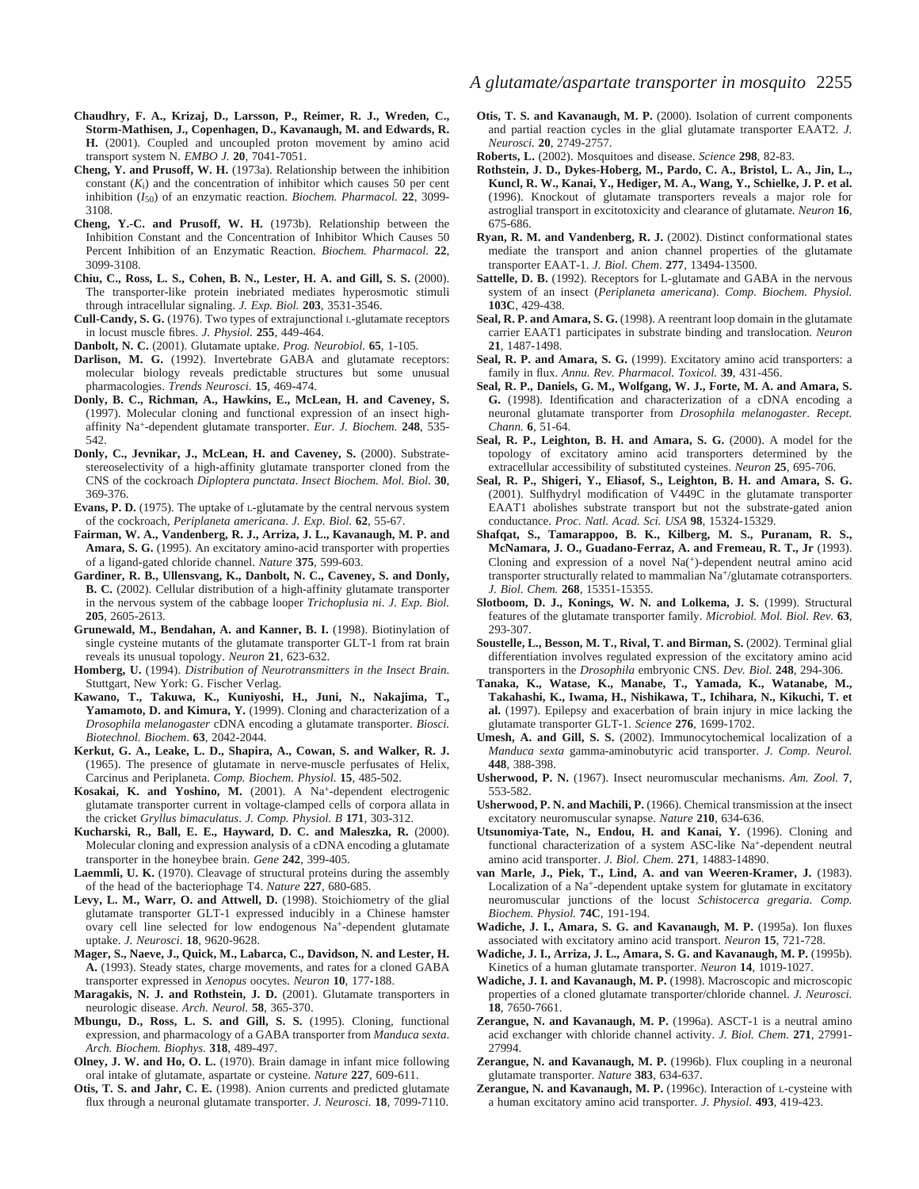**Chaudhry, F. A., Krizaj, D., Larsson, P., Reimer, R. J., Wreden, C., Storm-Mathisen, J., Copenhagen, D., Kavanaugh, M. and Edwards, R. H.** (2001). Coupled and uncoupled proton movement by amino acid transport system N. *EMBO J.* **20**, 7041-7051.

**Cheng, Y. and Prusoff, W. H.** (1973a). Relationship between the inhibition constant ($K_i$) and the concentration of inhibitor which causes 50 per cent inhibition ($I_{50}$) of an enzymatic reaction. *Biochem. Pharmacol.* **22**, 3099-3108.

**Cheng, Y.-C. and Prusoff, W. H.** (1973b). Relationship between the Inhibition Constant and the Concentration of Inhibitor Which Causes 50 Percent Inhibition of an Enzymatic Reaction. *Biochem. Pharmacol.* **22**, 3099-3108.

**Chiu, C., Ross, L. S., Cohen, B. N., Lester, H. A. and Gill, S. S.** (2000). The transporter-like protein inebriated mediates hyperosmotic stimuli through intracellular signaling. *J. Exp. Biol.* **203**, 3531-3546.

**Cull-Candy, S. G.** (1976). Two types of extrajunctional L-glutamate receptors in locust muscle fibres. *J. Physiol.* **255**, 449-464.

**Danbolt, N. C.** (2001). Glutamate uptake. *Prog. Neurobiol.* **65**, 1-105.

**Darlison, M. G.** (1992). Invertebrate GABA and glutamate receptors: molecular biology reveals predictable structures but some unusual pharmacologies. *Trends Neurosci.* **15**, 469-474.

**Donly, B. C., Richman, A., Hawkins, E., McLean, H. and Caveney, S.** (1997). Molecular cloning and functional expression of an insect high-affinity $Na^+$-dependent glutamate transporter. *Eur. J. Biochem.* **248**, 535-542.

**Donly, C., Jevnikar, J., McLean, H. and Caveney, S.** (2000). Substrate-stereoselectivity of a high-affinity glutamate transporter cloned from the CNS of the cockroach *Diploptera punctata*. *Insect Biochem. Mol. Biol.* **30**, 369-376.

**Evans, P. D.** (1975). The uptake of L-glutamate by the central nervous system of the cockroach, *Periplaneta americana*. *J. Exp. Biol.* **62**, 55-67.

**Fairman, W. A., Vandenberg, R. J., Arriza, J. L., Kavanaugh, M. P. and Amara, S. G.** (1995). An excitatory amino-acid transporter with properties of a ligand-gated chloride channel. *Nature* **375**, 599-603.

**Gardiner, R. B., Ullensvang, K., Danbolt, N. C., Caveney, S. and Donly, B. C.** (2002). Cellular distribution of a high-affinity glutamate transporter in the nervous system of the cabbage looper *Trichoplusia ni*. *J. Exp. Biol.* **205**, 2605-2613.

**Grunewald, M., Bendahan, A. and Kanner, B. I.** (1998). Biotinylation of single cysteine mutants of the glutamate transporter GLT-1 from rat brain reveals its unusual topology. *Neuron* **21**, 623-632.

**Homberg, U.** (1994). *Distribution of Neurotransmitters in the Insect Brain*. Stuttgart, New York: G. Fischer Verlag.

**Kawano, T., Takuwa, K., Kuniyoshi, H., Juni, N., Nakajima, T., Yamamoto, D. and Kimura, Y.** (1999). Cloning and characterization of a *Drosophila melanogaster* cDNA encoding a glutamate transporter. *Biosci. Biotechnol. Biochem.* **63**, 2042-2044.

**Kerkut, G. A., Leake, L. D., Shapira, A., Cowan, S. and Walker, R. J.** (1965). The presence of glutamate in nerve-muscle perfusates of Helix, Carcinus and Periplaneta. *Comp. Biochem. Physiol.* **15**, 485-502.

**Kosakai, K. and Yoshino, M.** (2001). A $Na^+$-dependent electrogenic glutamate transporter current in voltage-clamped cells of corpora allata in the cricket *Gryllus bimaculatus*. *J. Comp. Physiol. B* **171**, 303-312.

**Kucharski, R., Ball, E. E., Hayward, D. C. and Maleszka, R.** (2000). Molecular cloning and expression analysis of a cDNA encoding a glutamate transporter in the honeybee brain. *Gene* **242**, 399-405.

**Laemmli, U. K.** (1970). Cleavage of structural proteins during the assembly of the head of the bacteriophage T4. *Nature* **227**, 680-685.

**Levy, L. M., Warr, O. and Attwell, D.** (1998). Stoichiometry of the glial glutamate transporter GLT-1 expressed inducibly in a Chinese hamster ovary cell line selected for low endogenous $Na^+$-dependent glutamate uptake. *J. Neurosci.* **18**, 9620-9628.

**Mager, S., Naeve, J., Quick, M., Labarca, C., Davidson, N. and Lester, H. A.** (1993). Steady states, charge movements, and rates for a cloned GABA transporter expressed in *Xenopus* oocytes. *Neuron* **10**, 177-188.

**Maragakis, N. J. and Rothstein, J. D.** (2001). Glutamate transporters in neurologic disease. *Arch. Neurol.* **58**, 365-370.

**Mbungu, D., Ross, L. S. and Gill, S. S.** (1995). Cloning, functional expression, and pharmacology of a GABA transporter from *Manduca sexta*. *Arch. Biochem. Biophys.* **318**, 489-497.

**Olney, J. W. and Ho, O. L.** (1970). Brain damage in infant mice following oral intake of glutamate, aspartate or cysteine. *Nature* **227**, 609-611.

**Otis, T. S. and Jahr, C. E.** (1998). Anion currents and predicted glutamate flux through a neuronal glutamate transporter. *J. Neurosci.* **18**, 7099-7110.

**Otis, T. S. and Kavanaugh, M. P.** (2000). Isolation of current components and partial reaction cycles in the glial glutamate transporter EAAT2. *J. Neurosci.* **20**, 2749-2757.

**Roberts, L.** (2002). Mosquitoes and disease. *Science* **298**, 82-83.

**Rothstein, J. D., Dykes-Hoberg, M., Pardo, C. A., Bristol, L. A., Jin, L., Kuncl, R. W., Kanai, Y., Hediger, M. A., Wang, Y., Schielke, J. P. et al.** (1996). Knockout of glutamate transporters reveals a major role for astroglial transport in excitotoxicity and clearance of glutamate. *Neuron* **16**, 675-686.

**Ryan, R. M. and Vandenberg, R. J.** (2002). Distinct conformational states mediate the transport and anion channel properties of the glutamate transporter EAAT-1. *J. Biol. Chem.* **277**, 13494-13500.

**Sattelle, D. B.** (1992). Receptors for L-glutamate and GABA in the nervous system of an insect (*Periplaneta americana*). *Comp. Biochem. Physiol.* **103C**, 429-438.

**Seal, R. P. and Amara, S. G.** (1998). A reentrant loop domain in the glutamate carrier EAAT1 participates in substrate binding and translocation. *Neuron* **21**, 1487-1498.

**Seal, R. P. and Amara, S. G.** (1999). Excitatory amino acid transporters: a family in flux. *Annu. Rev. Pharmacol. Toxicol.* **39**, 431-456.

**Seal, R. P., Daniels, G. M., Wolfgang, W. J., Forte, M. A. and Amara, S. G.** (1998). Identification and characterization of a cDNA encoding a neuronal glutamate transporter from *Drosophila melanogaster*. *Recept. Chann.* **6**, 51-64.

**Seal, R. P., Leighton, B. H. and Amara, S. G.** (2000). A model for the topology of excitatory amino acid transporters determined by the extracellular accessibility of substituted cysteines. *Neuron* **25**, 695-706.

**Seal, R. P., Shigeri, Y., Eliasof, S., Leighton, B. H. and Amara, S. G.** (2001). Sulfhydryl modification of V449C in the glutamate transporter EAAT1 abolishes substrate transport but not the substrate-gated anion conductance. *Proc. Natl. Acad. Sci. USA* **98**, 15324-15329.

**Shafqat, S., Tamarappoo, B. K., Kilberg, M. S., Puranam, R. S., McNamara, J. O., Guadano-Ferraz, A. and Fremeau, R. T., Jr** (1993). Cloning and expression of a novel $Na(^+)$-dependent neutral amino acid transporter structurally related to mammalian $Na^+$/glutamate cotransporters. *J. Biol. Chem.* **268**, 15351-15355.

**Slotboom, D. J., Konings, W. N. and Lolkema, J. S.** (1999). Structural features of the glutamate transporter family. *Microbiol. Mol. Biol. Rev.* **63**, 293-307.

**Soustelle, L., Besson, M. T., Rival, T. and Birman, S.** (2002). Terminal glial differentiation involves regulated expression of the excitatory amino acid transporters in the *Drosophila* embryonic CNS. *Dev. Biol.* **248**, 294-306.

**Tanaka, K., Watase, K., Manabe, T., Yamada, K., Watanabe, M., Takahashi, K., Iwama, H., Nishikawa, T., Ichihara, N., Kikuchi, T. et al.** (1997). Epilepsy and exacerbation of brain injury in mice lacking the glutamate transporter GLT-1. *Science* **276**, 1699-1702.

**Umesh, A. and Gill, S. S.** (2002). Immunocytochemical localization of a *Manduca sexta* gamma-aminobutyric acid transporter. *J. Comp. Neurol.* **448**, 388-398.

**Usherwood, P. N.** (1967). Insect neuromuscular mechanisms. *Am. Zool.* **7**, 553-582.

**Usherwood, P. N. and Machili, P.** (1966). Chemical transmission at the insect excitatory neuromuscular synapse. *Nature* **210**, 634-636.

**Utsunomiya-Tate, N., Endou, H. and Kanai, Y.** (1996). Cloning and functional characterization of a system ASC-like $Na^+$-dependent neutral amino acid transporter. *J. Biol. Chem.* **271**, 14883-14890.

**van Marle, J., Piek, T., Lind, A. and van Weeren-Kramer, J.** (1983). Localization of a $Na^+$-dependent uptake system for glutamate in excitatory neuromuscular junctions of the locust *Schistocerca gregaria*. *Comp. Biochem. Physiol.* **74C**, 191-194.

**Wadiche, J. I., Amara, S. G. and Kavanaugh, M. P.** (1995a). Ion fluxes associated with excitatory amino acid transport. *Neuron* **15**, 721-728.

**Wadiche, J. I., Arriza, J. L., Amara, S. G. and Kavanaugh, M. P.** (1995b). Kinetics of a human glutamate transporter. *Neuron* **14**, 1019-1027.

**Wadiche, J. I. and Kavanaugh, M. P.** (1998). Macroscopic and microscopic properties of a cloned glutamate transporter/chloride channel. *J. Neurosci.* **18**, 7650-7661.

**Zerangue, N. and Kavanaugh, M. P.** (1996a). ASCT-1 is a neutral amino acid exchanger with chloride channel activity. *J. Biol. Chem.* **271**, 27991-27994.

**Zerangue, N. and Kavanaugh, M. P.** (1996b). Flux coupling in a neuronal glutamate transporter. *Nature* **383**, 634-637.

**Zerangue, N. and Kavanaugh, M. P.** (1996c). Interaction of L-cysteine with a human excitatory amino acid transporter. *J. Physiol.* **493**, 419-423.